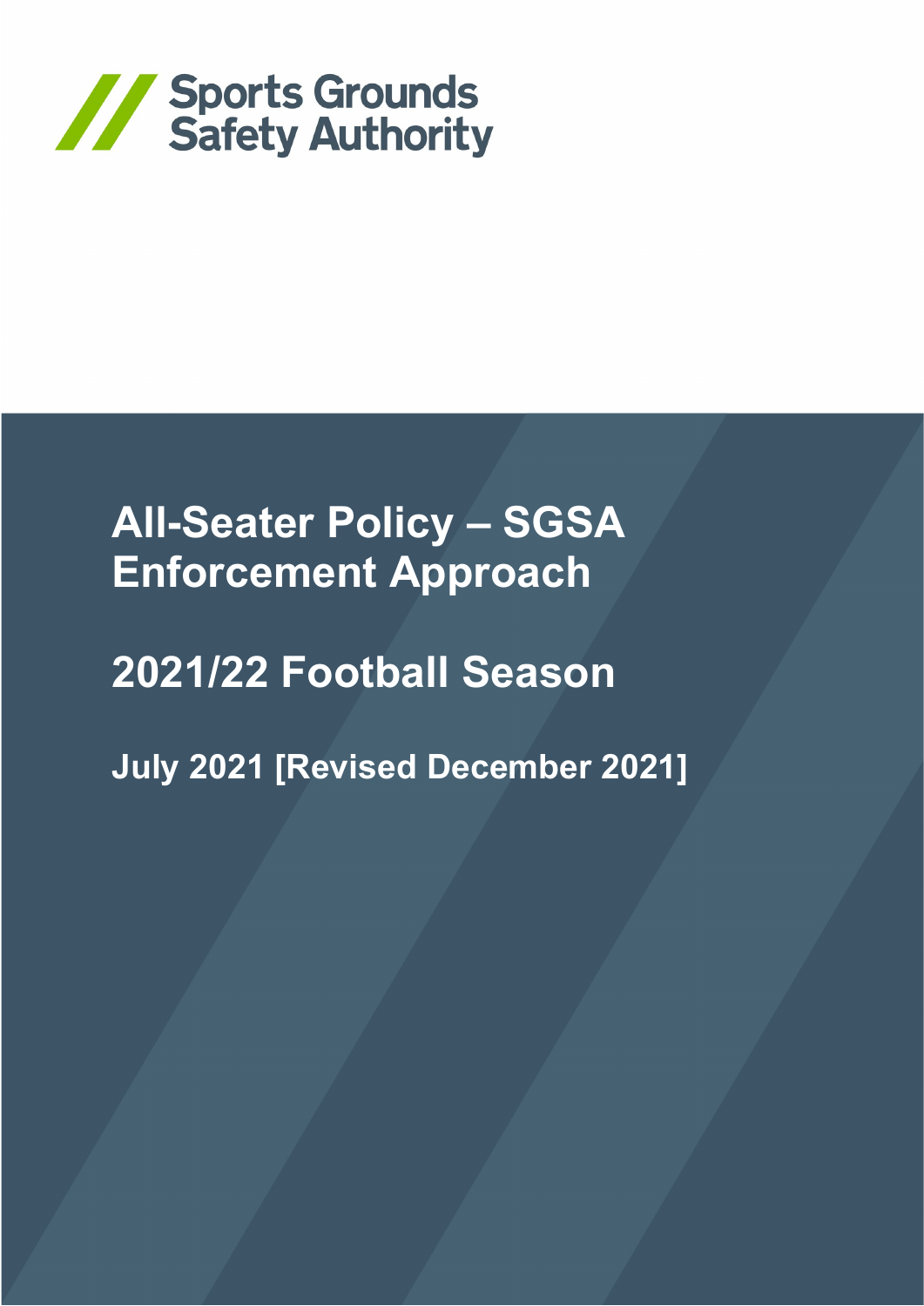Sports Grounds Safety Authority

# All-Seater Policy – SGSA Enforcement Approach

## 2021/22 Football Season

### July 2021 [Revised December 2021]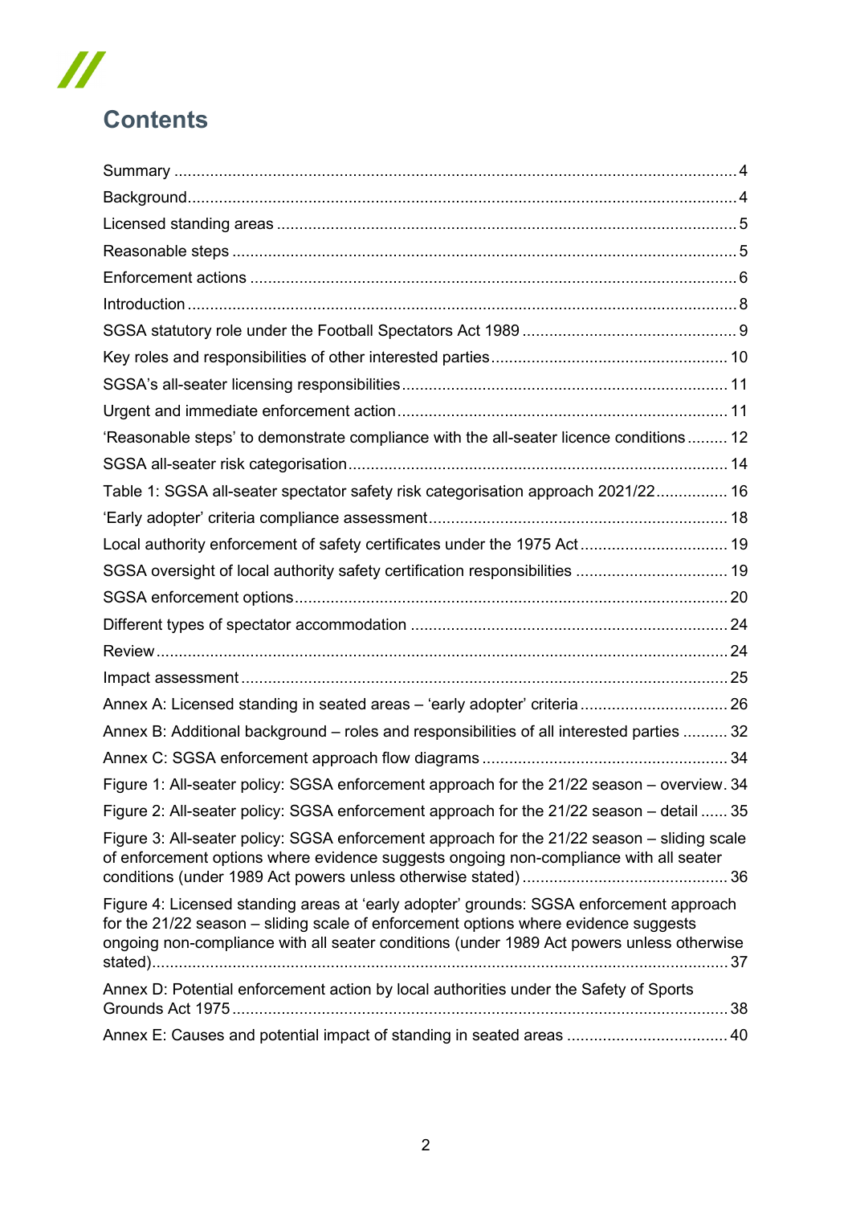# Contents

Summary ........................................................................................................................ 4

Background..................................................................................................................... 4

Licensed standing areas ................................................................................................ 5

Reasonable steps .......................................................................................................... 5

Enforcement actions ...................................................................................................... 6

Introduction .................................................................................................................... 8

SGSA statutory role under the Football Spectators Act 1989 ........................................ 9

Key roles and responsibilities of other interested parties ............................................. 10

SGSA's all-seater licensing responsibilities .................................................................. 11

Urgent and immediate enforcement action ................................................................... 11

'Reasonable steps' to demonstrate compliance with the all-seater licence conditions ......... 12

SGSA all-seater risk categorisation .............................................................................. 14

Table 1: SGSA all-seater spectator safety risk categorisation approach 2021/22 ............... 16

'Early adopter' criteria compliance assessment ............................................................ 18

Local authority enforcement of safety certificates under the 1975 Act .......................... 19

SGSA oversight of local authority safety certification responsibilities .......................... 19

SGSA enforcement options ........................................................................................... 20

Different types of spectator accommodation ................................................................ 24

Review .......................................................................................................................... 24

Impact assessment ....................................................................................................... 25

Annex A: Licensed standing in seated areas – 'early adopter' criteria .......................... 26

Annex B: Additional background – roles and responsibilities of all interested parties .......... 32

Annex C: SGSA enforcement approach flow diagrams ................................................ 34

Figure 1: All-seater policy: SGSA enforcement approach for the 21/22 season – overview. 34

Figure 2: All-seater policy: SGSA enforcement approach for the 21/22 season – detail ...... 35

Figure 3: All-seater policy: SGSA enforcement approach for the 21/22 season – sliding scale of enforcement options where evidence suggests ongoing non-compliance with all seater conditions (under 1989 Act powers unless otherwise stated) .......................................... 36

Figure 4: Licensed standing areas at 'early adopter' grounds: SGSA enforcement approach for the 21/22 season – sliding scale of enforcement options where evidence suggests ongoing non-compliance with all seater conditions (under 1989 Act powers unless otherwise stated)................................................................................................................................ 37

Annex D: Potential enforcement action by local authorities under the Safety of Sports Grounds Act 1975 ........................................................................................................ 38

Annex E: Causes and potential impact of standing in seated areas ............................. 40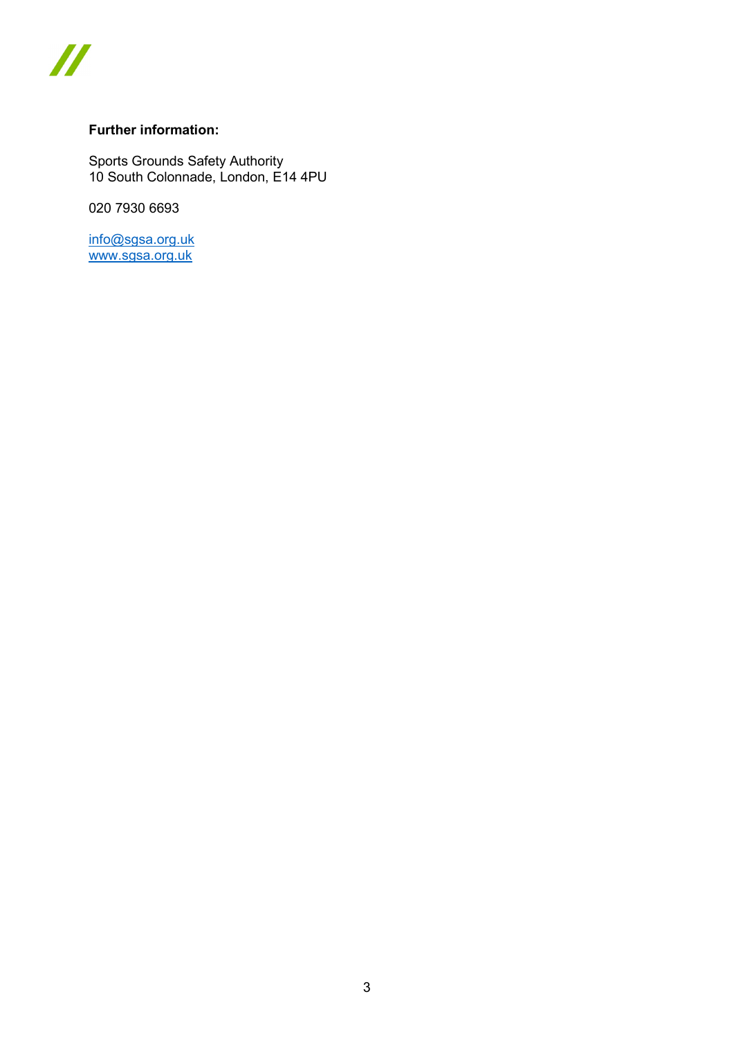**Further information:**

Sports Grounds Safety Authority
10 South Colonnade, London, E14 4PU

020 7930 6693

info@sgsa.org.uk
www.sgsa.org.uk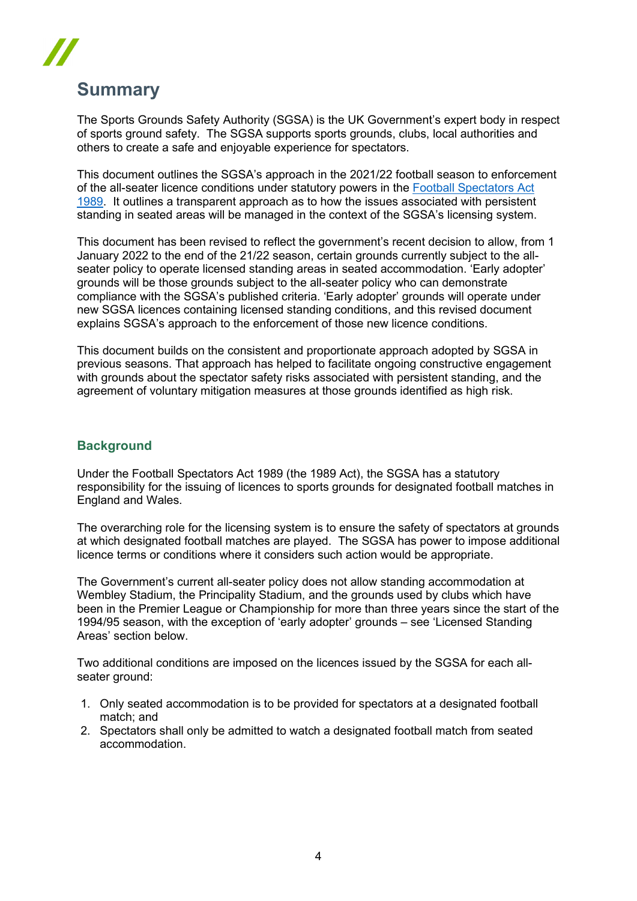# Summary

The Sports Grounds Safety Authority (SGSA) is the UK Government's expert body in respect of sports ground safety. The SGSA supports sports grounds, clubs, local authorities and others to create a safe and enjoyable experience for spectators.

This document outlines the SGSA's approach in the 2021/22 football season to enforcement of the all-seater licence conditions under statutory powers in the [Football Spectators Act 1989](). It outlines a transparent approach as to how the issues associated with persistent standing in seated areas will be managed in the context of the SGSA's licensing system.

This document has been revised to reflect the government's recent decision to allow, from 1 January 2022 to the end of the 21/22 season, certain grounds currently subject to the all-seater policy to operate licensed standing areas in seated accommodation. 'Early adopter' grounds will be those grounds subject to the all-seater policy who can demonstrate compliance with the SGSA's published criteria. 'Early adopter' grounds will operate under new SGSA licences containing licensed standing conditions, and this revised document explains SGSA's approach to the enforcement of those new licence conditions.

This document builds on the consistent and proportionate approach adopted by SGSA in previous seasons. That approach has helped to facilitate ongoing constructive engagement with grounds about the spectator safety risks associated with persistent standing, and the agreement of voluntary mitigation measures at those grounds identified as high risk.

## Background

Under the Football Spectators Act 1989 (the 1989 Act), the SGSA has a statutory responsibility for the issuing of licences to sports grounds for designated football matches in England and Wales.

The overarching role for the licensing system is to ensure the safety of spectators at grounds at which designated football matches are played. The SGSA has power to impose additional licence terms or conditions where it considers such action would be appropriate.

The Government's current all-seater policy does not allow standing accommodation at Wembley Stadium, the Principality Stadium, and the grounds used by clubs which have been in the Premier League or Championship for more than three years since the start of the 1994/95 season, with the exception of 'early adopter' grounds – see 'Licensed Standing Areas' section below.

Two additional conditions are imposed on the licences issued by the SGSA for each all-seater ground:

1. Only seated accommodation is to be provided for spectators at a designated football match; and
2. Spectators shall only be admitted to watch a designated football match from seated accommodation.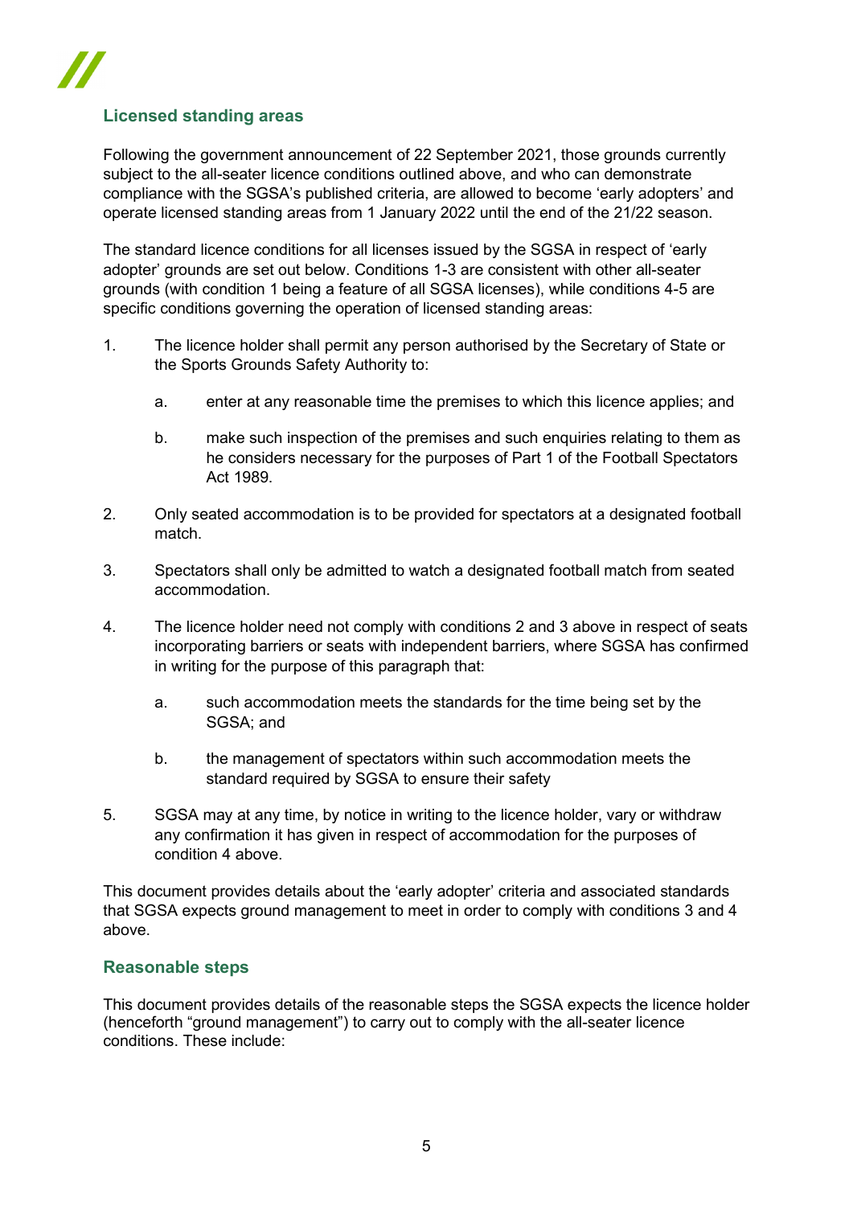## Licensed standing areas

Following the government announcement of 22 September 2021, those grounds currently subject to the all-seater licence conditions outlined above, and who can demonstrate compliance with the SGSA's published criteria, are allowed to become 'early adopters' and operate licensed standing areas from 1 January 2022 until the end of the 21/22 season.

The standard licence conditions for all licenses issued by the SGSA in respect of 'early adopter' grounds are set out below. Conditions 1-3 are consistent with other all-seater grounds (with condition 1 being a feature of all SGSA licenses), while conditions 4-5 are specific conditions governing the operation of licensed standing areas:

1. The licence holder shall permit any person authorised by the Secretary of State or the Sports Grounds Safety Authority to:
   a. enter at any reasonable time the premises to which this licence applies; and
   b. make such inspection of the premises and such enquiries relating to them as he considers necessary for the purposes of Part 1 of the Football Spectators Act 1989.
2. Only seated accommodation is to be provided for spectators at a designated football match.
3. Spectators shall only be admitted to watch a designated football match from seated accommodation.
4. The licence holder need not comply with conditions 2 and 3 above in respect of seats incorporating barriers or seats with independent barriers, where SGSA has confirmed in writing for the purpose of this paragraph that:
   a. such accommodation meets the standards for the time being set by the SGSA; and
   b. the management of spectators within such accommodation meets the standard required by SGSA to ensure their safety
5. SGSA may at any time, by notice in writing to the licence holder, vary or withdraw any confirmation it has given in respect of accommodation for the purposes of condition 4 above.

This document provides details about the 'early adopter' criteria and associated standards that SGSA expects ground management to meet in order to comply with conditions 3 and 4 above.

## Reasonable steps

This document provides details of the reasonable steps the SGSA expects the licence holder (henceforth "ground management") to carry out to comply with the all-seater licence conditions. These include: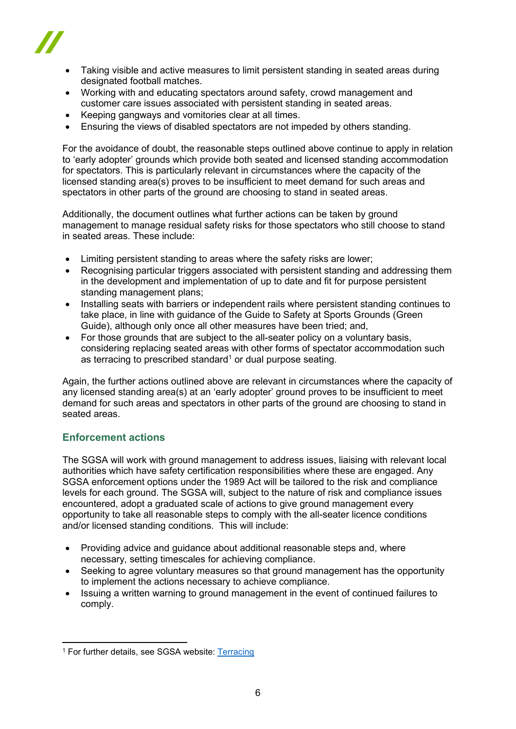- Taking visible and active measures to limit persistent standing in seated areas during designated football matches.
- Working with and educating spectators around safety, crowd management and customer care issues associated with persistent standing in seated areas.
- Keeping gangways and vomitories clear at all times.
- Ensuring the views of disabled spectators are not impeded by others standing.

For the avoidance of doubt, the reasonable steps outlined above continue to apply in relation to 'early adopter' grounds which provide both seated and licensed standing accommodation for spectators. This is particularly relevant in circumstances where the capacity of the licensed standing area(s) proves to be insufficient to meet demand for such areas and spectators in other parts of the ground are choosing to stand in seated areas.

Additionally, the document outlines what further actions can be taken by ground management to manage residual safety risks for those spectators who still choose to stand in seated areas. These include:

- Limiting persistent standing to areas where the safety risks are lower;
- Recognising particular triggers associated with persistent standing and addressing them in the development and implementation of up to date and fit for purpose persistent standing management plans;
- Installing seats with barriers or independent rails where persistent standing continues to take place, in line with guidance of the Guide to Safety at Sports Grounds (Green Guide), although only once all other measures have been tried; and,
- For those grounds that are subject to the all-seater policy on a voluntary basis, considering replacing seated areas with other forms of spectator accommodation such as terracing to prescribed standard[1] or dual purpose seating.

Again, the further actions outlined above are relevant in circumstances where the capacity of any licensed standing area(s) at an 'early adopter' ground proves to be insufficient to meet demand for such areas and spectators in other parts of the ground are choosing to stand in seated areas.

## Enforcement actions

The SGSA will work with ground management to address issues, liaising with relevant local authorities which have safety certification responsibilities where these are engaged. Any SGSA enforcement options under the 1989 Act will be tailored to the risk and compliance levels for each ground. The SGSA will, subject to the nature of risk and compliance issues encountered, adopt a graduated scale of actions to give ground management every opportunity to take all reasonable steps to comply with the all-seater licence conditions and/or licensed standing conditions. This will include:

- Providing advice and guidance about additional reasonable steps and, where necessary, setting timescales for achieving compliance.
- Seeking to agree voluntary measures so that ground management has the opportunity to implement the actions necessary to achieve compliance.
- Issuing a written warning to ground management in the event of continued failures to comply.

---

[1] For further details, see SGSA website: [Terracing]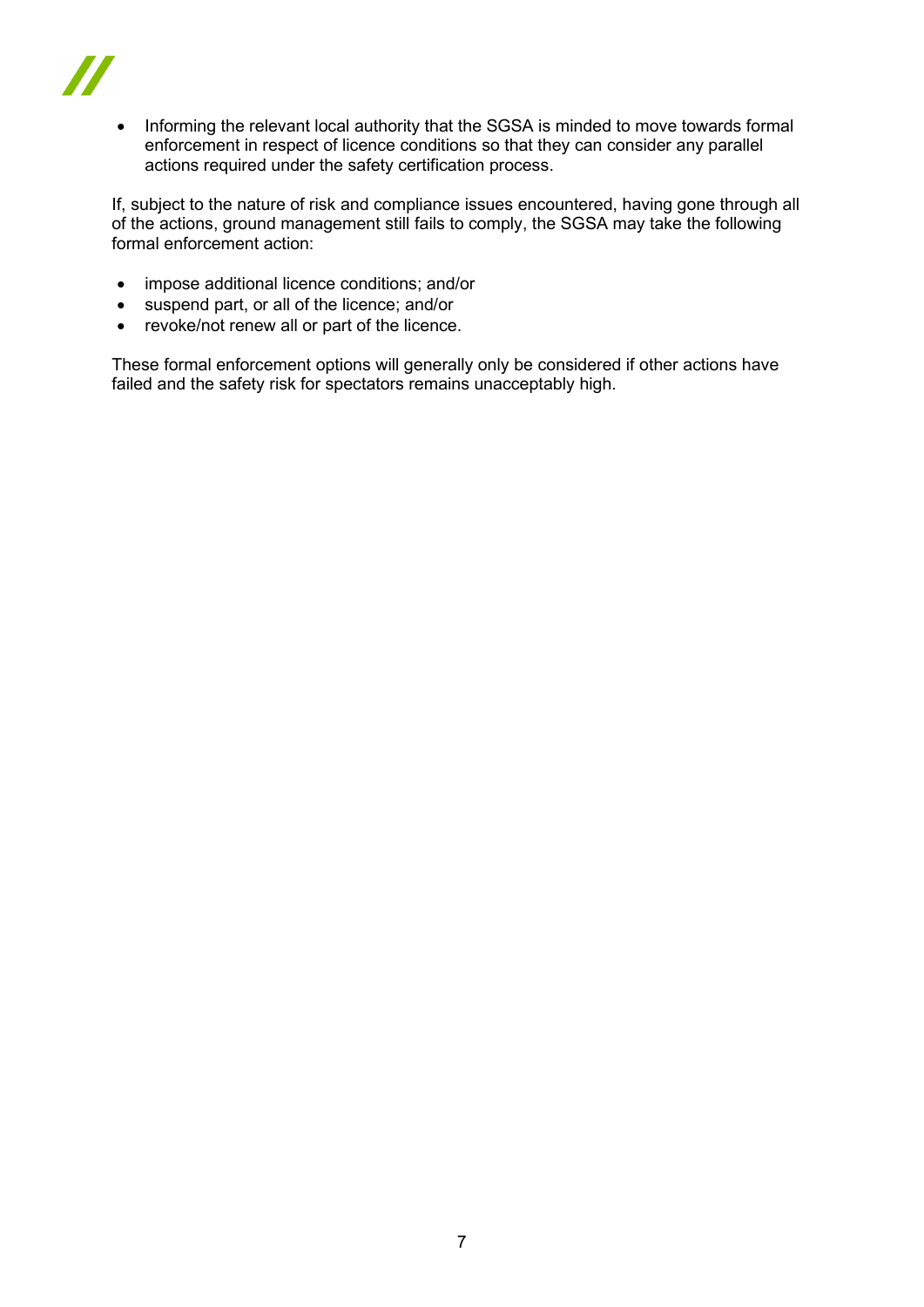- Informing the relevant local authority that the SGSA is minded to move towards formal enforcement in respect of licence conditions so that they can consider any parallel actions required under the safety certification process.

If, subject to the nature of risk and compliance issues encountered, having gone through all of the actions, ground management still fails to comply, the SGSA may take the following formal enforcement action:

- impose additional licence conditions; and/or
- suspend part, or all of the licence; and/or
- revoke/not renew all or part of the licence.

These formal enforcement options will generally only be considered if other actions have failed and the safety risk for spectators remains unacceptably high.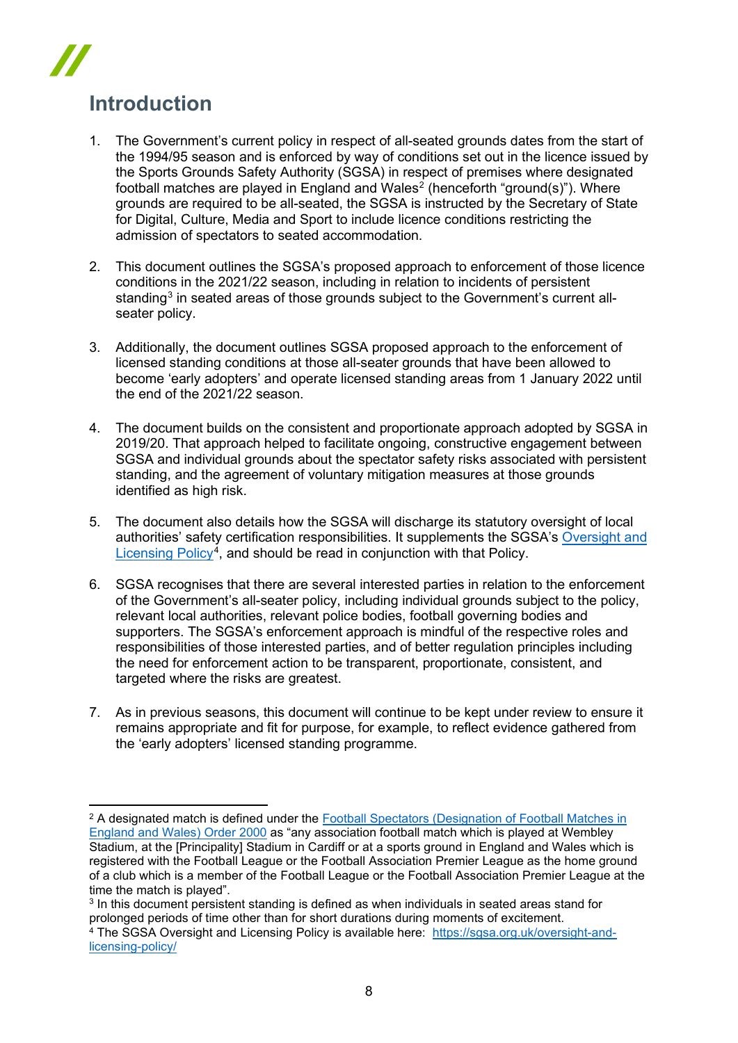# Introduction

1. The Government's current policy in respect of all-seated grounds dates from the start of the 1994/95 season and is enforced by way of conditions set out in the licence issued by the Sports Grounds Safety Authority (SGSA) in respect of premises where designated football matches are played in England and Wales[2] (henceforth "ground(s)"). Where grounds are required to be all-seated, the SGSA is instructed by the Secretary of State for Digital, Culture, Media and Sport to include licence conditions restricting the admission of spectators to seated accommodation.

2. This document outlines the SGSA's proposed approach to enforcement of those licence conditions in the 2021/22 season, including in relation to incidents of persistent standing[3] in seated areas of those grounds subject to the Government's current all-seater policy.

3. Additionally, the document outlines SGSA proposed approach to the enforcement of licensed standing conditions at those all-seater grounds that have been allowed to become 'early adopters' and operate licensed standing areas from 1 January 2022 until the end of the 2021/22 season.

4. The document builds on the consistent and proportionate approach adopted by SGSA in 2019/20. That approach helped to facilitate ongoing, constructive engagement between SGSA and individual grounds about the spectator safety risks associated with persistent standing, and the agreement of voluntary mitigation measures at those grounds identified as high risk.

5. The document also details how the SGSA will discharge its statutory oversight of local authorities' safety certification responsibilities. It supplements the SGSA's Oversight and Licensing Policy[4], and should be read in conjunction with that Policy.

6. SGSA recognises that there are several interested parties in relation to the enforcement of the Government's all-seater policy, including individual grounds subject to the policy, relevant local authorities, relevant police bodies, football governing bodies and supporters. The SGSA's enforcement approach is mindful of the respective roles and responsibilities of those interested parties, and of better regulation principles including the need for enforcement action to be transparent, proportionate, consistent, and targeted where the risks are greatest.

7. As in previous seasons, this document will continue to be kept under review to ensure it remains appropriate and fit for purpose, for example, to reflect evidence gathered from the 'early adopters' licensed standing programme.

---

[2] A designated match is defined under the Football Spectators (Designation of Football Matches in England and Wales) Order 2000 as "any association football match which is played at Wembley Stadium, at the [Principality] Stadium in Cardiff or at a sports ground in England and Wales which is registered with the Football League or the Football Association Premier League as the home ground of a club which is a member of the Football League or the Football Association Premier League at the time the match is played".

[3] In this document persistent standing is defined as when individuals in seated areas stand for prolonged periods of time other than for short durations during moments of excitement.

[4] The SGSA Oversight and Licensing Policy is available here: https://sgsa.org.uk/oversight-and-licensing-policy/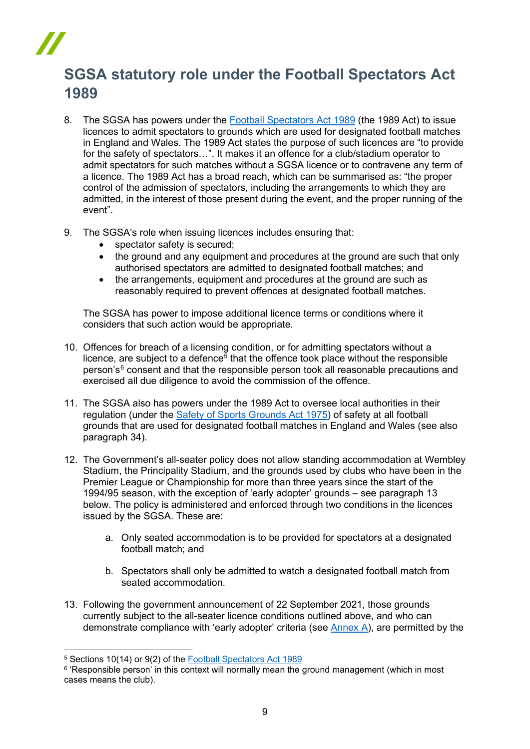## SGSA statutory role under the Football Spectators Act 1989

8. The SGSA has powers under the Football Spectators Act 1989 (the 1989 Act) to issue licences to admit spectators to grounds which are used for designated football matches in England and Wales. The 1989 Act states the purpose of such licences are "to provide for the safety of spectators…". It makes it an offence for a club/stadium operator to admit spectators for such matches without a SGSA licence or to contravene any term of a licence. The 1989 Act has a broad reach, which can be summarised as: "the proper control of the admission of spectators, including the arrangements to which they are admitted, in the interest of those present during the event, and the proper running of the event".

9. The SGSA's role when issuing licences includes ensuring that:
   - spectator safety is secured;
   - the ground and any equipment and procedures at the ground are such that only authorised spectators are admitted to designated football matches; and
   - the arrangements, equipment and procedures at the ground are such as reasonably required to prevent offences at designated football matches.

   The SGSA has power to impose additional licence terms or conditions where it considers that such action would be appropriate.

10. Offences for breach of a licensing condition, or for admitting spectators without a licence, are subject to a defence[5] that the offence took place without the responsible person's[6] consent and that the responsible person took all reasonable precautions and exercised all due diligence to avoid the commission of the offence.

11. The SGSA also has powers under the 1989 Act to oversee local authorities in their regulation (under the Safety of Sports Grounds Act 1975) of safety at all football grounds that are used for designated football matches in England and Wales (see also paragraph 34).

12. The Government's all-seater policy does not allow standing accommodation at Wembley Stadium, the Principality Stadium, and the grounds used by clubs who have been in the Premier League or Championship for more than three years since the start of the 1994/95 season, with the exception of 'early adopter' grounds – see paragraph 13 below. The policy is administered and enforced through two conditions in the licences issued by the SGSA. These are:

    a. Only seated accommodation is to be provided for spectators at a designated football match; and

    b. Spectators shall only be admitted to watch a designated football match from seated accommodation.

13. Following the government announcement of 22 September 2021, those grounds currently subject to the all-seater licence conditions outlined above, and who can demonstrate compliance with 'early adopter' criteria (see Annex A), are permitted by the

---

[5] Sections 10(14) or 9(2) of the Football Spectators Act 1989

[6] 'Responsible person' in this context will normally mean the ground management (which in most cases means the club).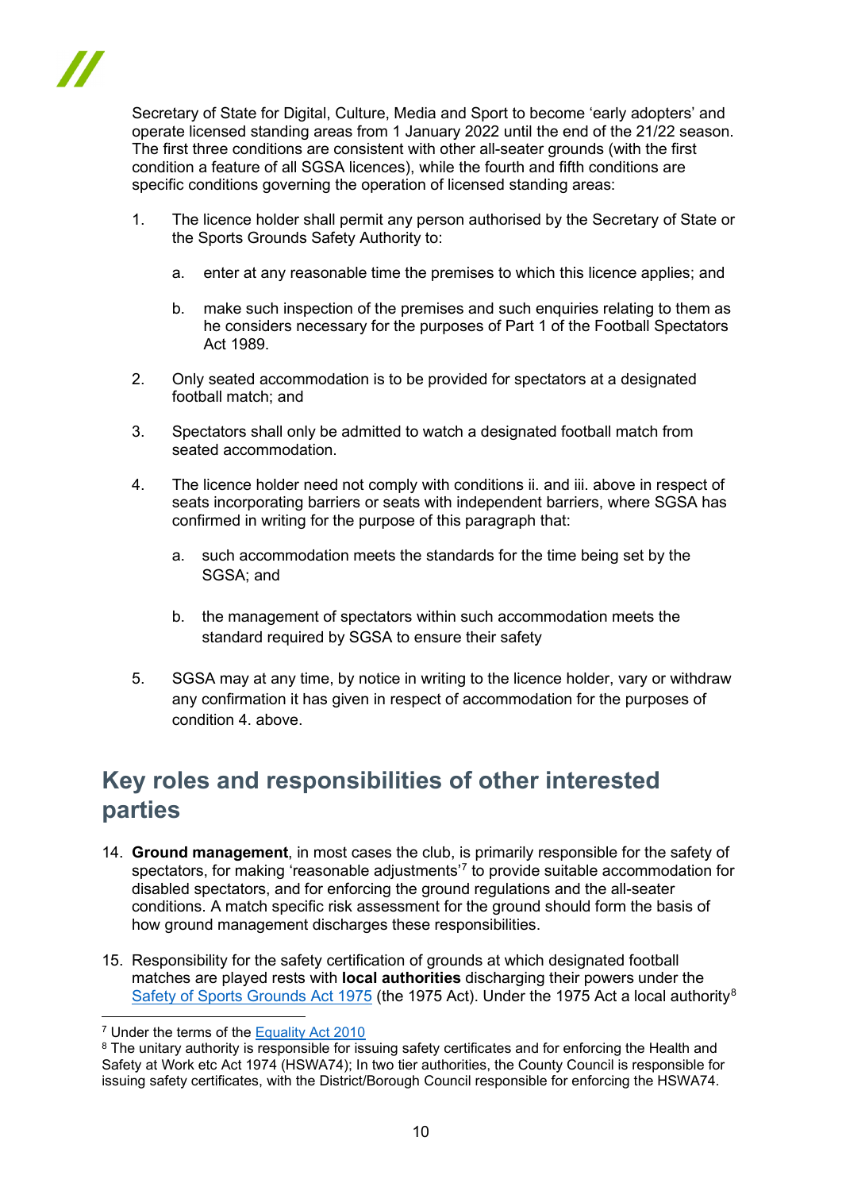Secretary of State for Digital, Culture, Media and Sport to become 'early adopters' and operate licensed standing areas from 1 January 2022 until the end of the 21/22 season. The first three conditions are consistent with other all-seater grounds (with the first condition a feature of all SGSA licences), while the fourth and fifth conditions are specific conditions governing the operation of licensed standing areas:

1. The licence holder shall permit any person authorised by the Secretary of State or the Sports Grounds Safety Authority to:

    a. enter at any reasonable time the premises to which this licence applies; and

    b. make such inspection of the premises and such enquiries relating to them as he considers necessary for the purposes of Part 1 of the Football Spectators Act 1989.

2. Only seated accommodation is to be provided for spectators at a designated football match; and

3. Spectators shall only be admitted to watch a designated football match from seated accommodation.

4. The licence holder need not comply with conditions ii. and iii. above in respect of seats incorporating barriers or seats with independent barriers, where SGSA has confirmed in writing for the purpose of this paragraph that:

    a. such accommodation meets the standards for the time being set by the SGSA; and

    b. the management of spectators within such accommodation meets the standard required by SGSA to ensure their safety

5. SGSA may at any time, by notice in writing to the licence holder, vary or withdraw any confirmation it has given in respect of accommodation for the purposes of condition 4. above.

## Key roles and responsibilities of other interested parties

14. **Ground management**, in most cases the club, is primarily responsible for the safety of spectators, for making 'reasonable adjustments'[7] to provide suitable accommodation for disabled spectators, and for enforcing the ground regulations and the all-seater conditions. A match specific risk assessment for the ground should form the basis of how ground management discharges these responsibilities.

15. Responsibility for the safety certification of grounds at which designated football matches are played rests with **local authorities** discharging their powers under the Safety of Sports Grounds Act 1975 (the 1975 Act). Under the 1975 Act a local authority[8]

---

[7] Under the terms of the Equality Act 2010

[8] The unitary authority is responsible for issuing safety certificates and for enforcing the Health and Safety at Work etc Act 1974 (HSWA74); In two tier authorities, the County Council is responsible for issuing safety certificates, with the District/Borough Council responsible for enforcing the HSWA74.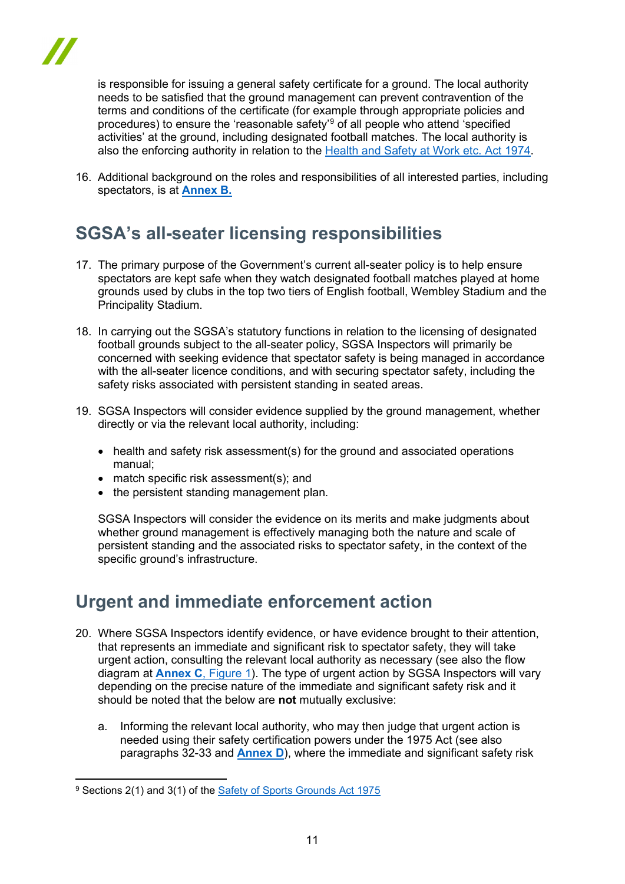is responsible for issuing a general safety certificate for a ground. The local authority needs to be satisfied that the ground management can prevent contravention of the terms and conditions of the certificate (for example through appropriate policies and procedures) to ensure the 'reasonable safety'[9] of all people who attend 'specified activities' at the ground, including designated football matches. The local authority is also the enforcing authority in relation to the Health and Safety at Work etc. Act 1974.

16. Additional background on the roles and responsibilities of all interested parties, including spectators, is at **Annex B.**

## SGSA's all-seater licensing responsibilities

17. The primary purpose of the Government's current all-seater policy is to help ensure spectators are kept safe when they watch designated football matches played at home grounds used by clubs in the top two tiers of English football, Wembley Stadium and the Principality Stadium.

18. In carrying out the SGSA's statutory functions in relation to the licensing of designated football grounds subject to the all-seater policy, SGSA Inspectors will primarily be concerned with seeking evidence that spectator safety is being managed in accordance with the all-seater licence conditions, and with securing spectator safety, including the safety risks associated with persistent standing in seated areas.

19. SGSA Inspectors will consider evidence supplied by the ground management, whether directly or via the relevant local authority, including:

    - health and safety risk assessment(s) for the ground and associated operations manual;
    - match specific risk assessment(s); and
    - the persistent standing management plan.

    SGSA Inspectors will consider the evidence on its merits and make judgments about whether ground management is effectively managing both the nature and scale of persistent standing and the associated risks to spectator safety, in the context of the specific ground's infrastructure.

## Urgent and immediate enforcement action

20. Where SGSA Inspectors identify evidence, or have evidence brought to their attention, that represents an immediate and significant risk to spectator safety, they will take urgent action, consulting the relevant local authority as necessary (see also the flow diagram at **Annex C**, Figure 1). The type of urgent action by SGSA Inspectors will vary depending on the precise nature of the immediate and significant safety risk and it should be noted that the below are **not** mutually exclusive:

    a. Informing the relevant local authority, who may then judge that urgent action is needed using their safety certification powers under the 1975 Act (see also paragraphs 32-33 and **Annex D**), where the immediate and significant safety risk

[9] Sections 2(1) and 3(1) of the Safety of Sports Grounds Act 1975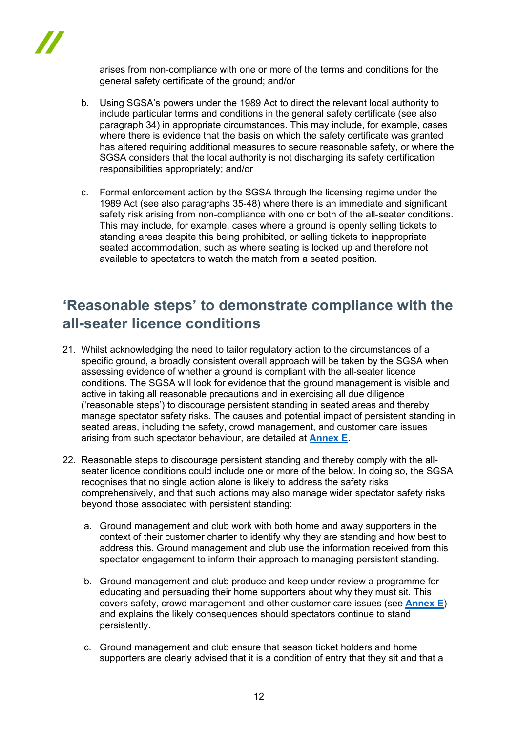arises from non-compliance with one or more of the terms and conditions for the general safety certificate of the ground; and/or

b. Using SGSA's powers under the 1989 Act to direct the relevant local authority to include particular terms and conditions in the general safety certificate (see also paragraph 34) in appropriate circumstances. This may include, for example, cases where there is evidence that the basis on which the safety certificate was granted has altered requiring additional measures to secure reasonable safety, or where the SGSA considers that the local authority is not discharging its safety certification responsibilities appropriately; and/or

c. Formal enforcement action by the SGSA through the licensing regime under the 1989 Act (see also paragraphs 35-48) where there is an immediate and significant safety risk arising from non-compliance with one or both of the all-seater conditions. This may include, for example, cases where a ground is openly selling tickets to standing areas despite this being prohibited, or selling tickets to inappropriate seated accommodation, such as where seating is locked up and therefore not available to spectators to watch the match from a seated position.

## 'Reasonable steps' to demonstrate compliance with the all-seater licence conditions

21. Whilst acknowledging the need to tailor regulatory action to the circumstances of a specific ground, a broadly consistent overall approach will be taken by the SGSA when assessing evidence of whether a ground is compliant with the all-seater licence conditions. The SGSA will look for evidence that the ground management is visible and active in taking all reasonable precautions and in exercising all due diligence ('reasonable steps') to discourage persistent standing in seated areas and thereby manage spectator safety risks. The causes and potential impact of persistent standing in seated areas, including the safety, crowd management, and customer care issues arising from such spectator behaviour, are detailed at **Annex E**.

22. Reasonable steps to discourage persistent standing and thereby comply with the all-seater licence conditions could include one or more of the below. In doing so, the SGSA recognises that no single action alone is likely to address the safety risks comprehensively, and that such actions may also manage wider spectator safety risks beyond those associated with persistent standing:

    a. Ground management and club work with both home and away supporters in the context of their customer charter to identify why they are standing and how best to address this. Ground management and club use the information received from this spectator engagement to inform their approach to managing persistent standing.

    b. Ground management and club produce and keep under review a programme for educating and persuading their home supporters about why they must sit. This covers safety, crowd management and other customer care issues (see **Annex E**) and explains the likely consequences should spectators continue to stand persistently.

    c. Ground management and club ensure that season ticket holders and home supporters are clearly advised that it is a condition of entry that they sit and that a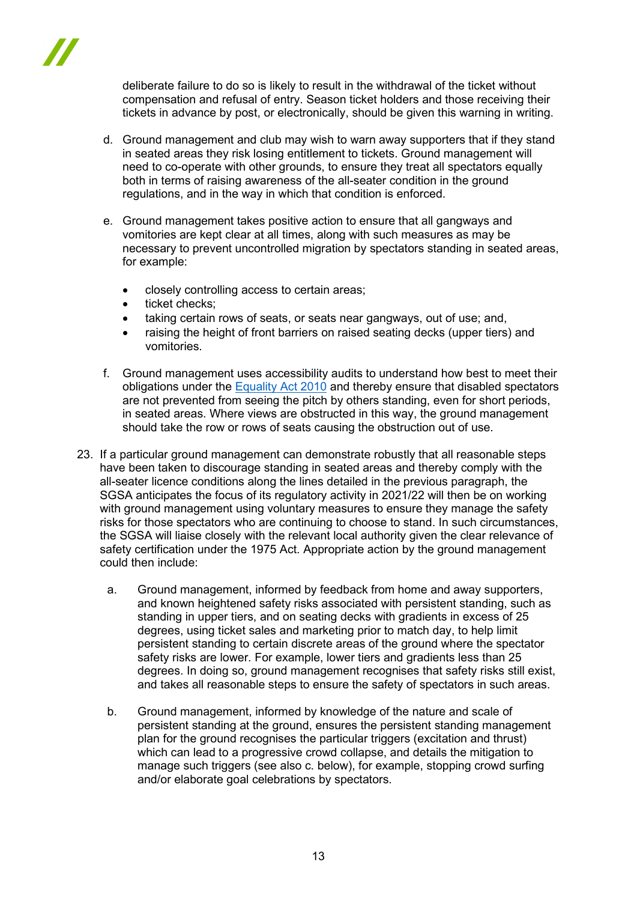deliberate failure to do so is likely to result in the withdrawal of the ticket without compensation and refusal of entry. Season ticket holders and those receiving their tickets in advance by post, or electronically, should be given this warning in writing.

d. Ground management and club may wish to warn away supporters that if they stand in seated areas they risk losing entitlement to tickets. Ground management will need to co-operate with other grounds, to ensure they treat all spectators equally both in terms of raising awareness of the all-seater condition in the ground regulations, and in the way in which that condition is enforced.

e. Ground management takes positive action to ensure that all gangways and vomitories are kept clear at all times, along with such measures as may be necessary to prevent uncontrolled migration by spectators standing in seated areas, for example:

- closely controlling access to certain areas;
- ticket checks;
- taking certain rows of seats, or seats near gangways, out of use; and,
- raising the height of front barriers on raised seating decks (upper tiers) and vomitories.

f. Ground management uses accessibility audits to understand how best to meet their obligations under the [Equality Act 2010](https://www.legislation.gov.uk/ukpga/2010/15/contents) and thereby ensure that disabled spectators are not prevented from seeing the pitch by others standing, even for short periods, in seated areas. Where views are obstructed in this way, the ground management should take the row or rows of seats causing the obstruction out of use.

23. If a particular ground management can demonstrate robustly that all reasonable steps have been taken to discourage standing in seated areas and thereby comply with the all-seater licence conditions along the lines detailed in the previous paragraph, the SGSA anticipates the focus of its regulatory activity in 2021/22 will then be on working with ground management using voluntary measures to ensure they manage the safety risks for those spectators who are continuing to choose to stand. In such circumstances, the SGSA will liaise closely with the relevant local authority given the clear relevance of safety certification under the 1975 Act. Appropriate action by the ground management could then include:

   a. Ground management, informed by feedback from home and away supporters, and known heightened safety risks associated with persistent standing, such as standing in upper tiers, and on seating decks with gradients in excess of 25 degrees, using ticket sales and marketing prior to match day, to help limit persistent standing to certain discrete areas of the ground where the spectator safety risks are lower. For example, lower tiers and gradients less than 25 degrees. In doing so, ground management recognises that safety risks still exist, and takes all reasonable steps to ensure the safety of spectators in such areas.

   b. Ground management, informed by knowledge of the nature and scale of persistent standing at the ground, ensures the persistent standing management plan for the ground recognises the particular triggers (excitation and thrust) which can lead to a progressive crowd collapse, and details the mitigation to manage such triggers (see also c. below), for example, stopping crowd surfing and/or elaborate goal celebrations by spectators.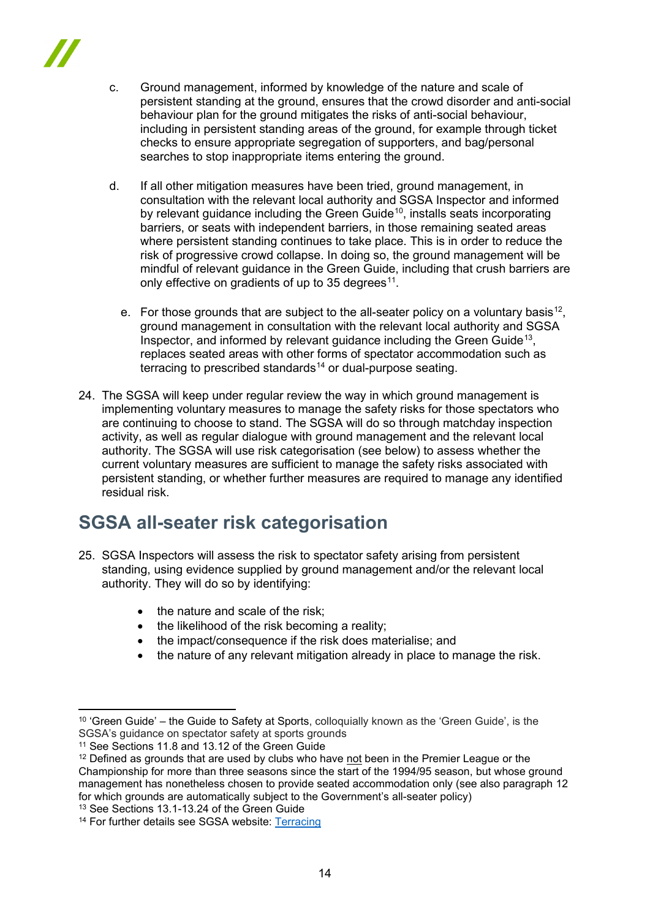c. Ground management, informed by knowledge of the nature and scale of persistent standing at the ground, ensures that the crowd disorder and anti-social behaviour plan for the ground mitigates the risks of anti-social behaviour, including in persistent standing areas of the ground, for example through ticket checks to ensure appropriate segregation of supporters, and bag/personal searches to stop inappropriate items entering the ground.

d. If all other mitigation measures have been tried, ground management, in consultation with the relevant local authority and SGSA Inspector and informed by relevant guidance including the Green Guide[10], installs seats incorporating barriers, or seats with independent barriers, in those remaining seated areas where persistent standing continues to take place. This is in order to reduce the risk of progressive crowd collapse. In doing so, the ground management will be mindful of relevant guidance in the Green Guide, including that crush barriers are only effective on gradients of up to 35 degrees[11].

e. For those grounds that are subject to the all-seater policy on a voluntary basis[12], ground management in consultation with the relevant local authority and SGSA Inspector, and informed by relevant guidance including the Green Guide[13], replaces seated areas with other forms of spectator accommodation such as terracing to prescribed standards[14] or dual-purpose seating.

24. The SGSA will keep under regular review the way in which ground management is implementing voluntary measures to manage the safety risks for those spectators who are continuing to choose to stand. The SGSA will do so through matchday inspection activity, as well as regular dialogue with ground management and the relevant local authority. The SGSA will use risk categorisation (see below) to assess whether the current voluntary measures are sufficient to manage the safety risks associated with persistent standing, or whether further measures are required to manage any identified residual risk.

## SGSA all-seater risk categorisation

25. SGSA Inspectors will assess the risk to spectator safety arising from persistent standing, using evidence supplied by ground management and/or the relevant local authority. They will do so by identifying:

- the nature and scale of the risk;
- the likelihood of the risk becoming a reality;
- the impact/consequence if the risk does materialise; and
- the nature of any relevant mitigation already in place to manage the risk.

---

[10] 'Green Guide' – the Guide to Safety at Sports, colloquially known as the 'Green Guide', is the SGSA's guidance on spectator safety at sports grounds

[11] See Sections 11.8 and 13.12 of the Green Guide

[12] Defined as grounds that are used by clubs who have not been in the Premier League or the Championship for more than three seasons since the start of the 1994/95 season, but whose ground management has nonetheless chosen to provide seated accommodation only (see also paragraph 12 for which grounds are automatically subject to the Government's all-seater policy)

[13] See Sections 13.1-13.24 of the Green Guide

[14] For further details see SGSA website: Terracing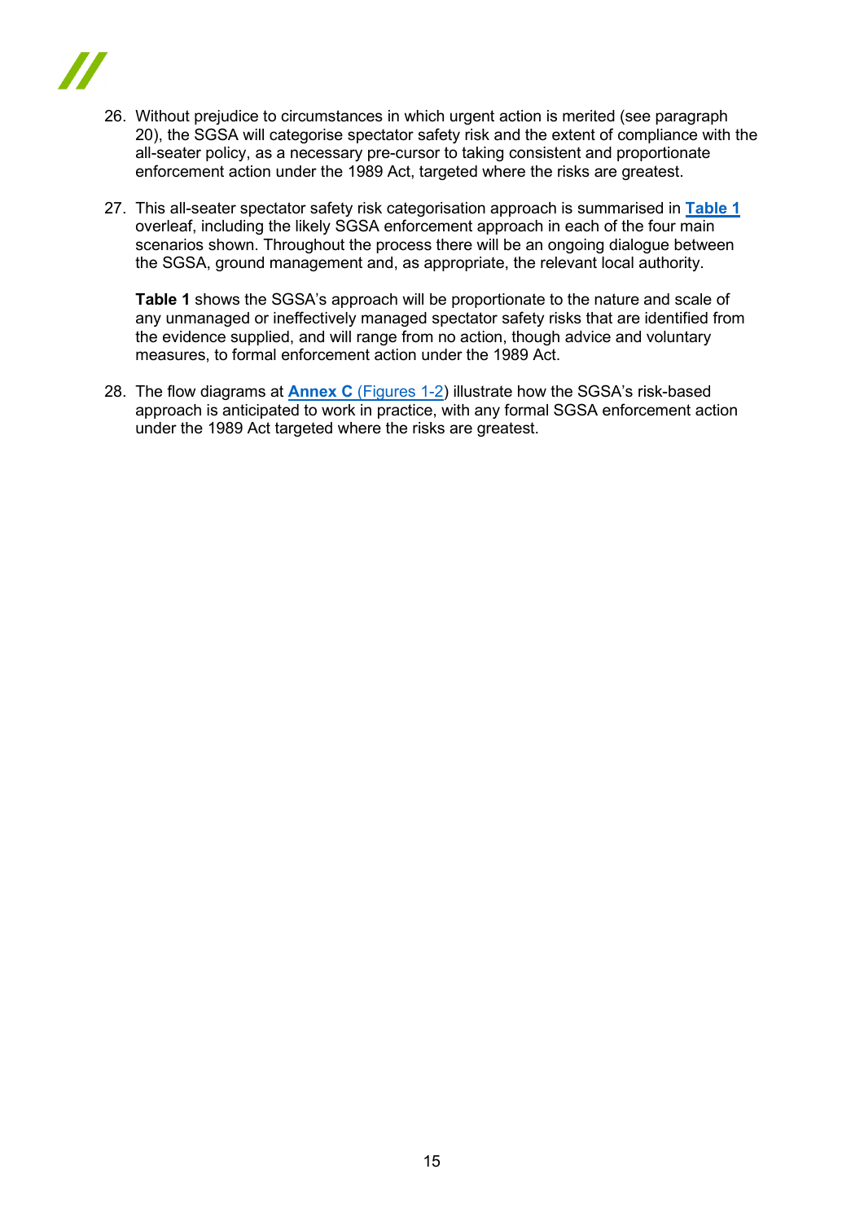26. Without prejudice to circumstances in which urgent action is merited (see paragraph 20), the SGSA will categorise spectator safety risk and the extent of compliance with the all-seater policy, as a necessary pre-cursor to taking consistent and proportionate enforcement action under the 1989 Act, targeted where the risks are greatest.

27. This all-seater spectator safety risk categorisation approach is summarised in **Table 1** overleaf, including the likely SGSA enforcement approach in each of the four main scenarios shown. Throughout the process there will be an ongoing dialogue between the SGSA, ground management and, as appropriate, the relevant local authority.

    **Table 1** shows the SGSA's approach will be proportionate to the nature and scale of any unmanaged or ineffectively managed spectator safety risks that are identified from the evidence supplied, and will range from no action, though advice and voluntary measures, to formal enforcement action under the 1989 Act.

28. The flow diagrams at **Annex C** (Figures 1-2) illustrate how the SGSA's risk-based approach is anticipated to work in practice, with any formal SGSA enforcement action under the 1989 Act targeted where the risks are greatest.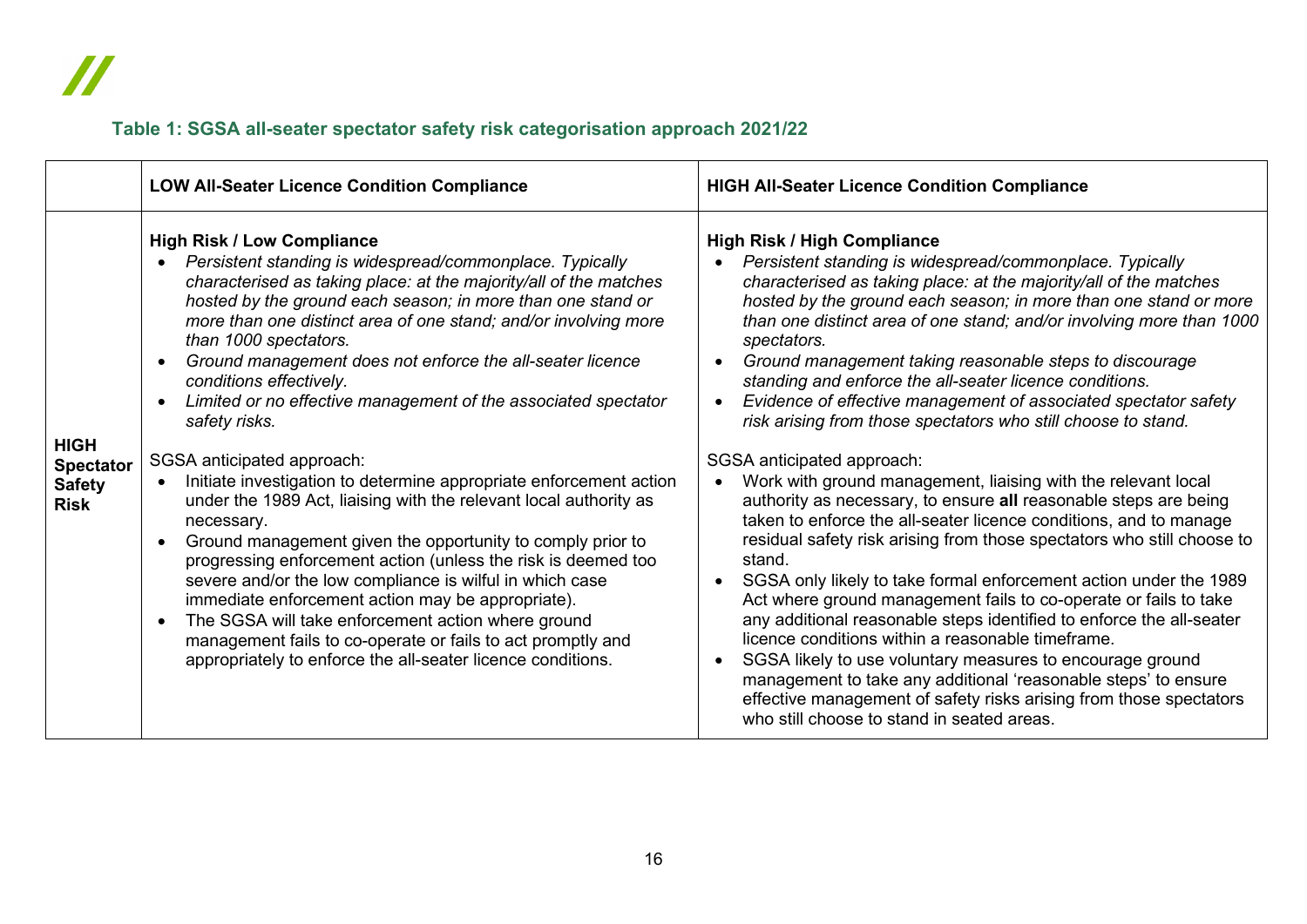**Table 1: SGSA all-seater spectator safety risk categorisation approach 2021/22**

| | LOW All-Seater Licence Condition Compliance | HIGH All-Seater Licence Condition Compliance |
|---|---|---|
| **HIGH Spectator Safety Risk** | **High Risk / Low Compliance**<br>• *Persistent standing is widespread/commonplace. Typically characterised as taking place: at the majority/all of the matches hosted by the ground each season; in more than one stand or more than one distinct area of one stand; and/or involving more than 1000 spectators.*<br>• *Ground management does not enforce the all-seater licence conditions effectively.*<br>• *Limited or no effective management of the associated spectator safety risks.*<br><br>SGSA anticipated approach:<br>• Initiate investigation to determine appropriate enforcement action under the 1989 Act, liaising with the relevant local authority as necessary.<br>• Ground management given the opportunity to comply prior to progressing enforcement action (unless the risk is deemed too severe and/or the low compliance is wilful in which case immediate enforcement action may be appropriate).<br>• The SGSA will take enforcement action where ground management fails to co-operate or fails to act promptly and appropriately to enforce the all-seater licence conditions. | **High Risk / High Compliance**<br>• *Persistent standing is widespread/commonplace. Typically characterised as taking place: at the majority/all of the matches hosted by the ground each season; in more than one stand or more than one distinct area of one stand; and/or involving more than 1000 spectators.*<br>• *Ground management taking reasonable steps to discourage standing and enforce the all-seater licence conditions.*<br>• *Evidence of effective management of associated spectator safety risk arising from those spectators who still choose to stand.*<br><br>SGSA anticipated approach:<br>• Work with ground management, liaising with the relevant local authority as necessary, to ensure **all** reasonable steps are being taken to enforce the all-seater licence conditions, and to manage residual safety risk arising from those spectators who still choose to stand.<br>• SGSA only likely to take formal enforcement action under the 1989 Act where ground management fails to co-operate or fails to take any additional reasonable steps identified to enforce the all-seater licence conditions within a reasonable timeframe.<br>• SGSA likely to use voluntary measures to encourage ground management to take any additional 'reasonable steps' to ensure effective management of safety risks arising from those spectators who still choose to stand in seated areas. |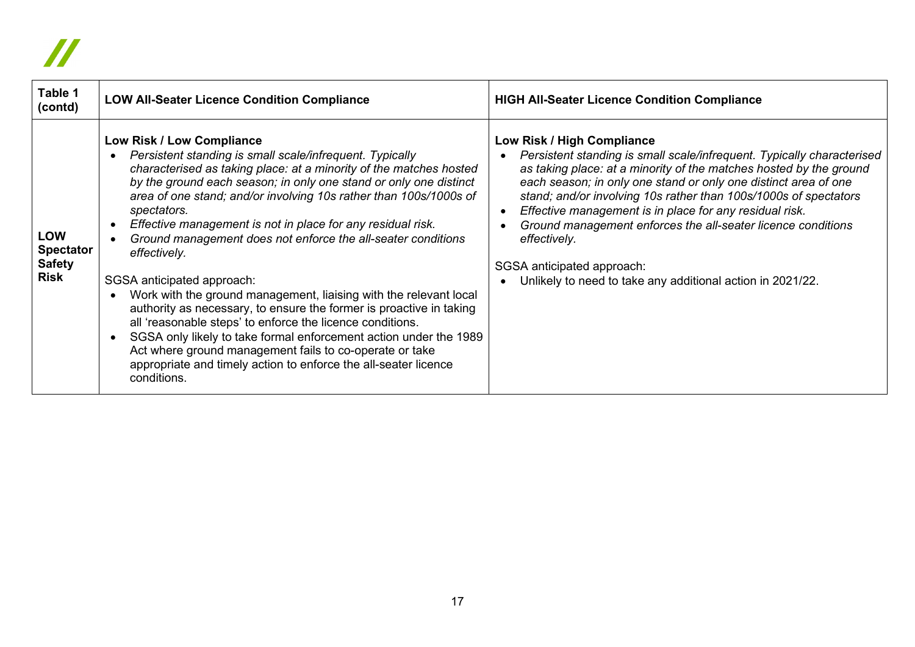| **Table 1 (contd)** | **LOW All-Seater Licence Condition Compliance** | **HIGH All-Seater Licence Condition Compliance** |
|---|---|---|
| **LOW Spectator Safety Risk** | **Low Risk / Low Compliance**<br>• *Persistent standing is small scale/infrequent. Typically characterised as taking place: at a minority of the matches hosted by the ground each season; in only one stand or only one distinct area of one stand; and/or involving 10s rather than 100s/1000s of spectators.*<br>• *Effective management is not in place for any residual risk.*<br>• *Ground management does not enforce the all-seater conditions effectively.*<br><br>SGSA anticipated approach:<br>• Work with the ground management, liaising with the relevant local authority as necessary, to ensure the former is proactive in taking all 'reasonable steps' to enforce the licence conditions.<br>• SGSA only likely to take formal enforcement action under the 1989 Act where ground management fails to co-operate or take appropriate and timely action to enforce the all-seater licence conditions. | **Low Risk / High Compliance**<br>• *Persistent standing is small scale/infrequent. Typically characterised as taking place: at a minority of the matches hosted by the ground each season; in only one stand or only one distinct area of one stand; and/or involving 10s rather than 100s/1000s of spectators*<br>• *Effective management is in place for any residual risk.*<br>• *Ground management enforces the all-seater licence conditions effectively.*<br><br>SGSA anticipated approach:<br>• Unlikely to need to take any additional action in 2021/22. |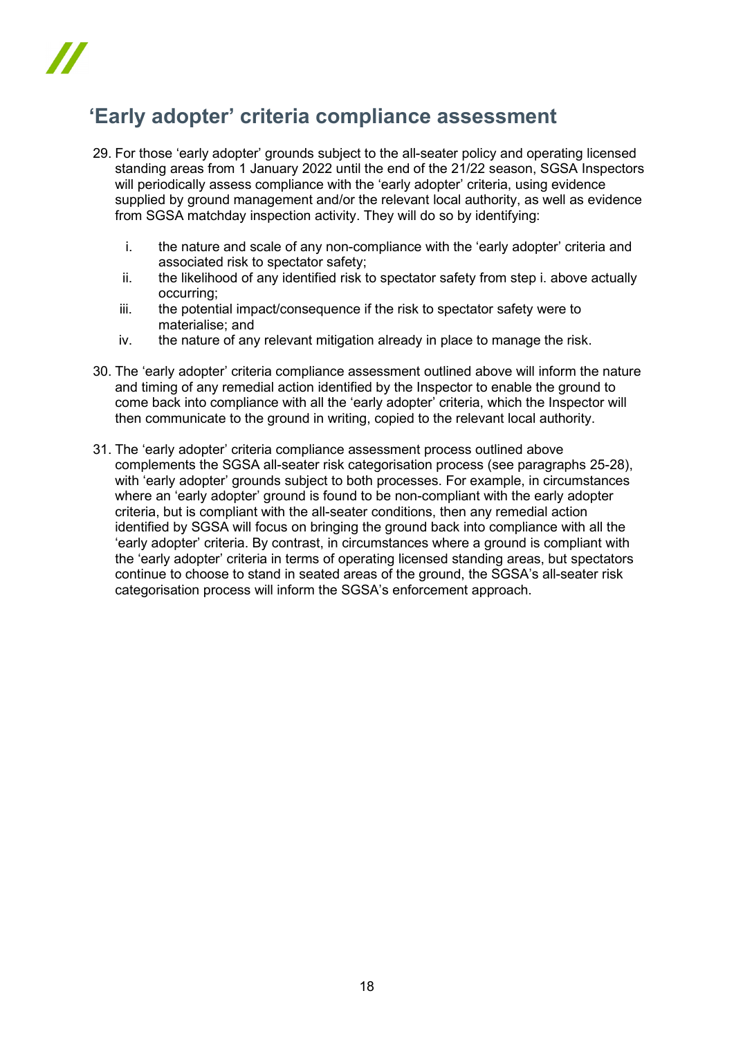## 'Early adopter' criteria compliance assessment

29. For those 'early adopter' grounds subject to the all-seater policy and operating licensed standing areas from 1 January 2022 until the end of the 21/22 season, SGSA Inspectors will periodically assess compliance with the 'early adopter' criteria, using evidence supplied by ground management and/or the relevant local authority, as well as evidence from SGSA matchday inspection activity. They will do so by identifying:

    i. the nature and scale of any non-compliance with the 'early adopter' criteria and associated risk to spectator safety;
    ii. the likelihood of any identified risk to spectator safety from step i. above actually occurring;
    iii. the potential impact/consequence if the risk to spectator safety were to materialise; and
    iv. the nature of any relevant mitigation already in place to manage the risk.

30. The 'early adopter' criteria compliance assessment outlined above will inform the nature and timing of any remedial action identified by the Inspector to enable the ground to come back into compliance with all the 'early adopter' criteria, which the Inspector will then communicate to the ground in writing, copied to the relevant local authority.

31. The 'early adopter' criteria compliance assessment process outlined above complements the SGSA all-seater risk categorisation process (see paragraphs 25-28), with 'early adopter' grounds subject to both processes. For example, in circumstances where an 'early adopter' ground is found to be non-compliant with the early adopter criteria, but is compliant with the all-seater conditions, then any remedial action identified by SGSA will focus on bringing the ground back into compliance with all the 'early adopter' criteria. By contrast, in circumstances where a ground is compliant with the 'early adopter' criteria in terms of operating licensed standing areas, but spectators continue to choose to stand in seated areas of the ground, the SGSA's all-seater risk categorisation process will inform the SGSA's enforcement approach.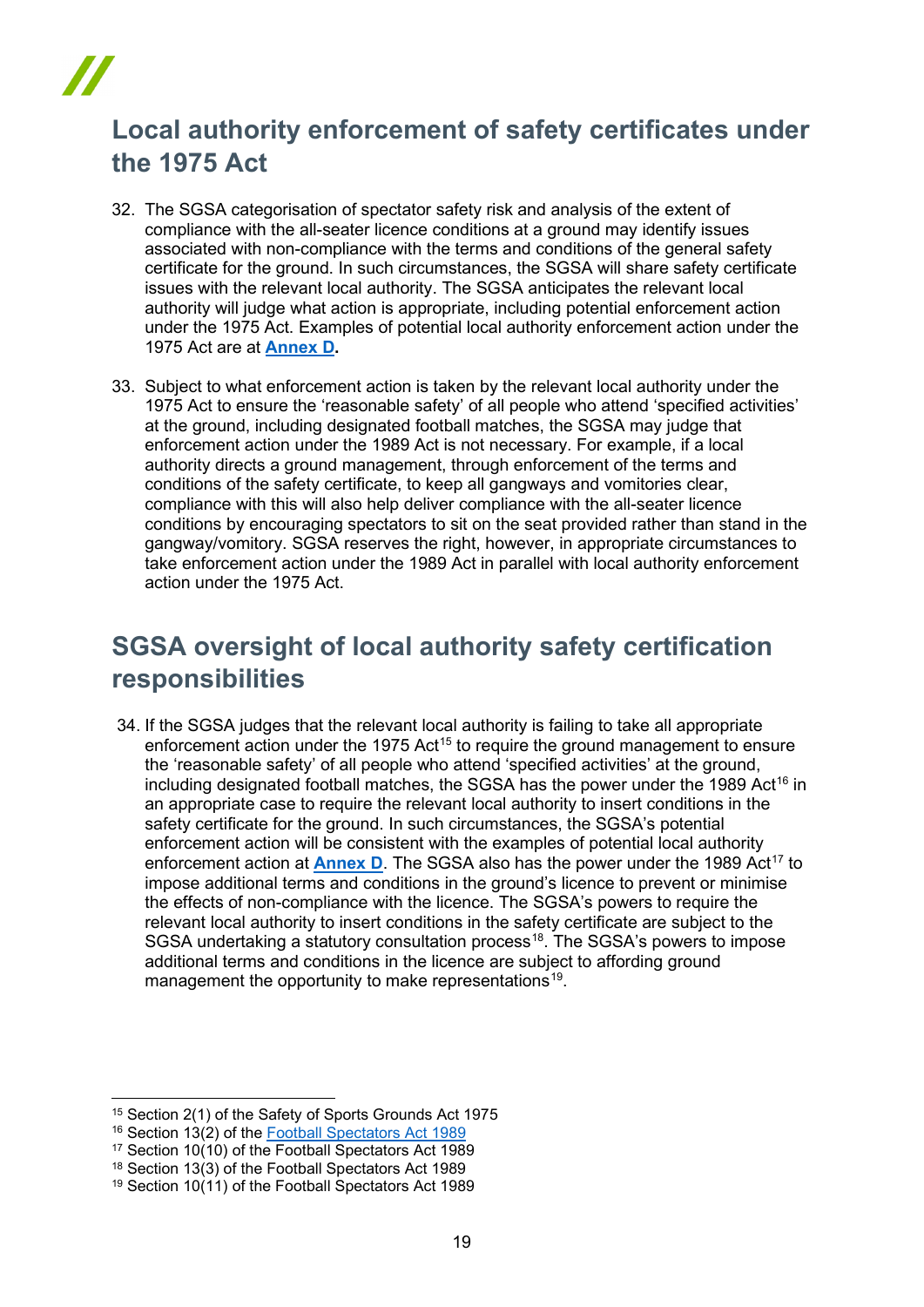## Local authority enforcement of safety certificates under the 1975 Act

32. The SGSA categorisation of spectator safety risk and analysis of the extent of compliance with the all-seater licence conditions at a ground may identify issues associated with non-compliance with the terms and conditions of the general safety certificate for the ground. In such circumstances, the SGSA will share safety certificate issues with the relevant local authority. The SGSA anticipates the relevant local authority will judge what action is appropriate, including potential enforcement action under the 1975 Act. Examples of potential local authority enforcement action under the 1975 Act are at **Annex D.**

33. Subject to what enforcement action is taken by the relevant local authority under the 1975 Act to ensure the 'reasonable safety' of all people who attend 'specified activities' at the ground, including designated football matches, the SGSA may judge that enforcement action under the 1989 Act is not necessary. For example, if a local authority directs a ground management, through enforcement of the terms and conditions of the safety certificate, to keep all gangways and vomitories clear, compliance with this will also help deliver compliance with the all-seater licence conditions by encouraging spectators to sit on the seat provided rather than stand in the gangway/vomitory. SGSA reserves the right, however, in appropriate circumstances to take enforcement action under the 1989 Act in parallel with local authority enforcement action under the 1975 Act.

## SGSA oversight of local authority safety certification responsibilities

34. If the SGSA judges that the relevant local authority is failing to take all appropriate enforcement action under the 1975 Act[15] to require the ground management to ensure the 'reasonable safety' of all people who attend 'specified activities' at the ground, including designated football matches, the SGSA has the power under the 1989 Act[16] in an appropriate case to require the relevant local authority to insert conditions in the safety certificate for the ground. In such circumstances, the SGSA's potential enforcement action will be consistent with the examples of potential local authority enforcement action at **Annex D**. The SGSA also has the power under the 1989 Act[17] to impose additional terms and conditions in the ground's licence to prevent or minimise the effects of non-compliance with the licence. The SGSA's powers to require the relevant local authority to insert conditions in the safety certificate are subject to the SGSA undertaking a statutory consultation process[18]. The SGSA's powers to impose additional terms and conditions in the licence are subject to affording ground management the opportunity to make representations[19].

---

[15] Section 2(1) of the Safety of Sports Grounds Act 1975

[16] Section 13(2) of the Football Spectators Act 1989

[17] Section 10(10) of the Football Spectators Act 1989

[18] Section 13(3) of the Football Spectators Act 1989

[19] Section 10(11) of the Football Spectators Act 1989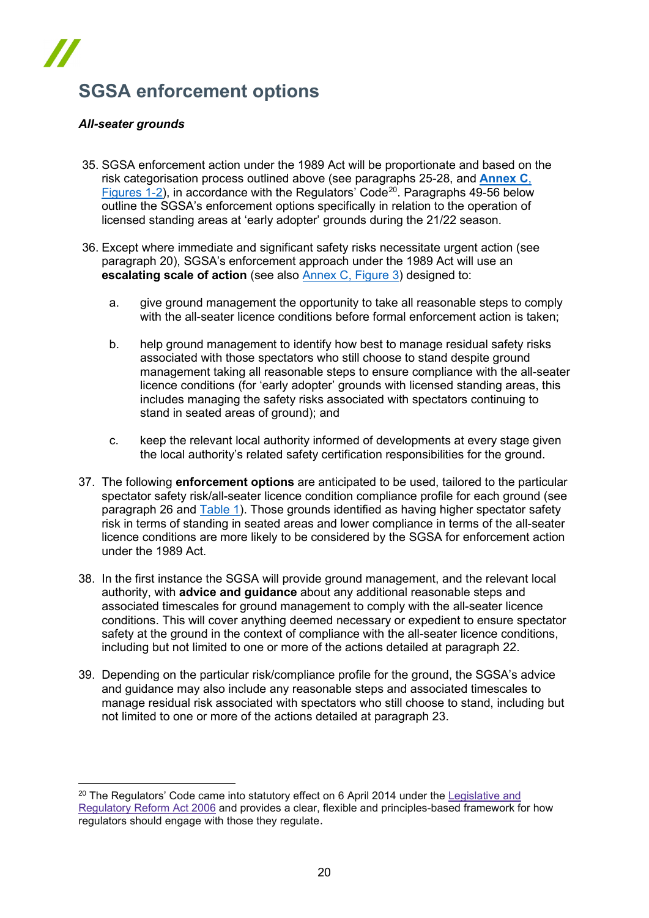## SGSA enforcement options

***All-seater grounds***

35. SGSA enforcement action under the 1989 Act will be proportionate and based on the risk categorisation process outlined above (see paragraphs 25-28, and **Annex C**, Figures 1-2), in accordance with the Regulators' Code[20]. Paragraphs 49-56 below outline the SGSA's enforcement options specifically in relation to the operation of licensed standing areas at 'early adopter' grounds during the 21/22 season.

36. Except where immediate and significant safety risks necessitate urgent action (see paragraph 20), SGSA's enforcement approach under the 1989 Act will use an **escalating scale of action** (see also Annex C, Figure 3) designed to:

    a. give ground management the opportunity to take all reasonable steps to comply with the all-seater licence conditions before formal enforcement action is taken;

    b. help ground management to identify how best to manage residual safety risks associated with those spectators who still choose to stand despite ground management taking all reasonable steps to ensure compliance with the all-seater licence conditions (for 'early adopter' grounds with licensed standing areas, this includes managing the safety risks associated with spectators continuing to stand in seated areas of ground); and

    c. keep the relevant local authority informed of developments at every stage given the local authority's related safety certification responsibilities for the ground.

37. The following **enforcement options** are anticipated to be used, tailored to the particular spectator safety risk/all-seater licence condition compliance profile for each ground (see paragraph 26 and Table 1). Those grounds identified as having higher spectator safety risk in terms of standing in seated areas and lower compliance in terms of the all-seater licence conditions are more likely to be considered by the SGSA for enforcement action under the 1989 Act.

38. In the first instance the SGSA will provide ground management, and the relevant local authority, with **advice and guidance** about any additional reasonable steps and associated timescales for ground management to comply with the all-seater licence conditions. This will cover anything deemed necessary or expedient to ensure spectator safety at the ground in the context of compliance with the all-seater licence conditions, including but not limited to one or more of the actions detailed at paragraph 22.

39. Depending on the particular risk/compliance profile for the ground, the SGSA's advice and guidance may also include any reasonable steps and associated timescales to manage residual risk associated with spectators who still choose to stand, including but not limited to one or more of the actions detailed at paragraph 23.

[20] The Regulators' Code came into statutory effect on 6 April 2014 under the Legislative and Regulatory Reform Act 2006 and provides a clear, flexible and principles-based framework for how regulators should engage with those they regulate.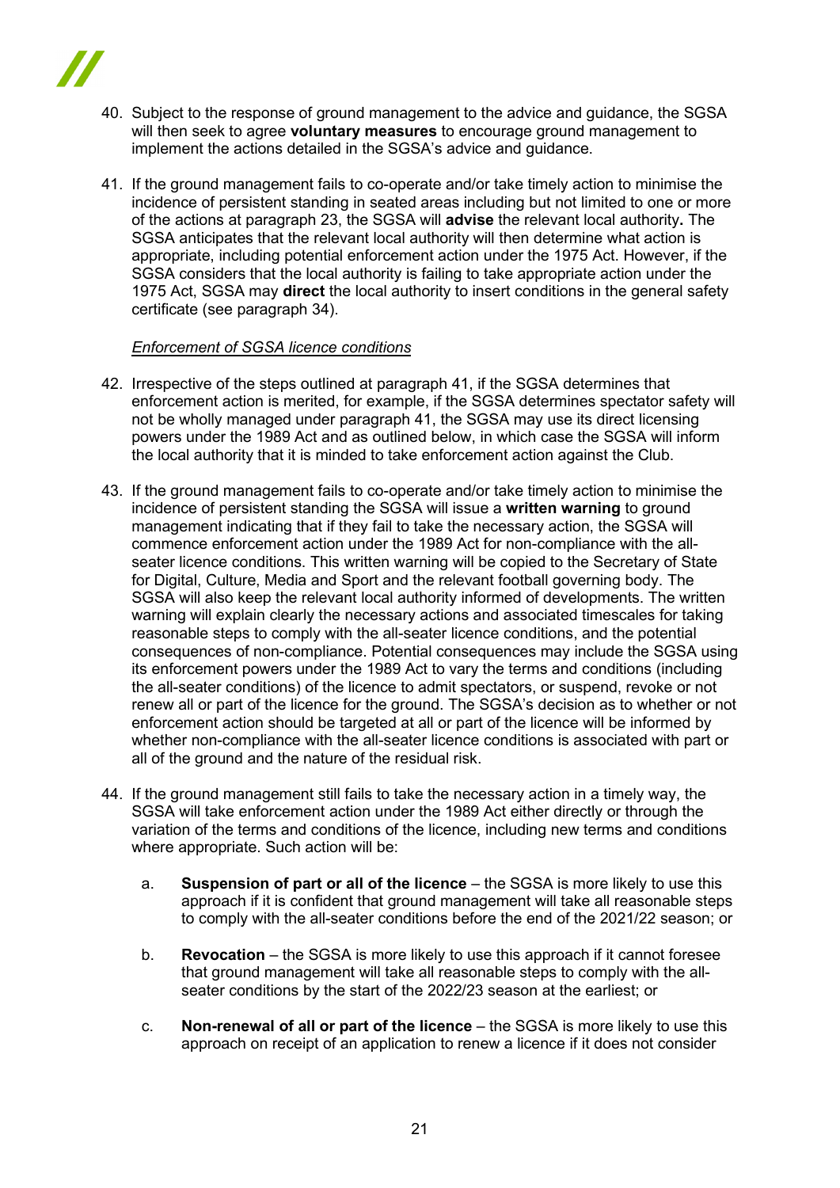40. Subject to the response of ground management to the advice and guidance, the SGSA will then seek to agree **voluntary measures** to encourage ground management to implement the actions detailed in the SGSA's advice and guidance.

41. If the ground management fails to co-operate and/or take timely action to minimise the incidence of persistent standing in seated areas including but not limited to one or more of the actions at paragraph 23, the SGSA will **advise** the relevant local authority**.** The SGSA anticipates that the relevant local authority will then determine what action is appropriate, including potential enforcement action under the 1975 Act. However, if the SGSA considers that the local authority is failing to take appropriate action under the 1975 Act, SGSA may **direct** the local authority to insert conditions in the general safety certificate (see paragraph 34).

*Enforcement of SGSA licence conditions*

42. Irrespective of the steps outlined at paragraph 41, if the SGSA determines that enforcement action is merited, for example, if the SGSA determines spectator safety will not be wholly managed under paragraph 41, the SGSA may use its direct licensing powers under the 1989 Act and as outlined below, in which case the SGSA will inform the local authority that it is minded to take enforcement action against the Club.

43. If the ground management fails to co-operate and/or take timely action to minimise the incidence of persistent standing the SGSA will issue a **written warning** to ground management indicating that if they fail to take the necessary action, the SGSA will commence enforcement action under the 1989 Act for non-compliance with the all-seater licence conditions. This written warning will be copied to the Secretary of State for Digital, Culture, Media and Sport and the relevant football governing body. The SGSA will also keep the relevant local authority informed of developments. The written warning will explain clearly the necessary actions and associated timescales for taking reasonable steps to comply with the all-seater licence conditions, and the potential consequences of non-compliance. Potential consequences may include the SGSA using its enforcement powers under the 1989 Act to vary the terms and conditions (including the all-seater conditions) of the licence to admit spectators, or suspend, revoke or not renew all or part of the licence for the ground. The SGSA's decision as to whether or not enforcement action should be targeted at all or part of the licence will be informed by whether non-compliance with the all-seater licence conditions is associated with part or all of the ground and the nature of the residual risk.

44. If the ground management still fails to take the necessary action in a timely way, the SGSA will take enforcement action under the 1989 Act either directly or through the variation of the terms and conditions of the licence, including new terms and conditions where appropriate. Such action will be:

    a. **Suspension of part or all of the licence** – the SGSA is more likely to use this approach if it is confident that ground management will take all reasonable steps to comply with the all-seater conditions before the end of the 2021/22 season; or

    b. **Revocation** – the SGSA is more likely to use this approach if it cannot foresee that ground management will take all reasonable steps to comply with the all-seater conditions by the start of the 2022/23 season at the earliest; or

    c. **Non-renewal of all or part of the licence** – the SGSA is more likely to use this approach on receipt of an application to renew a licence if it does not consider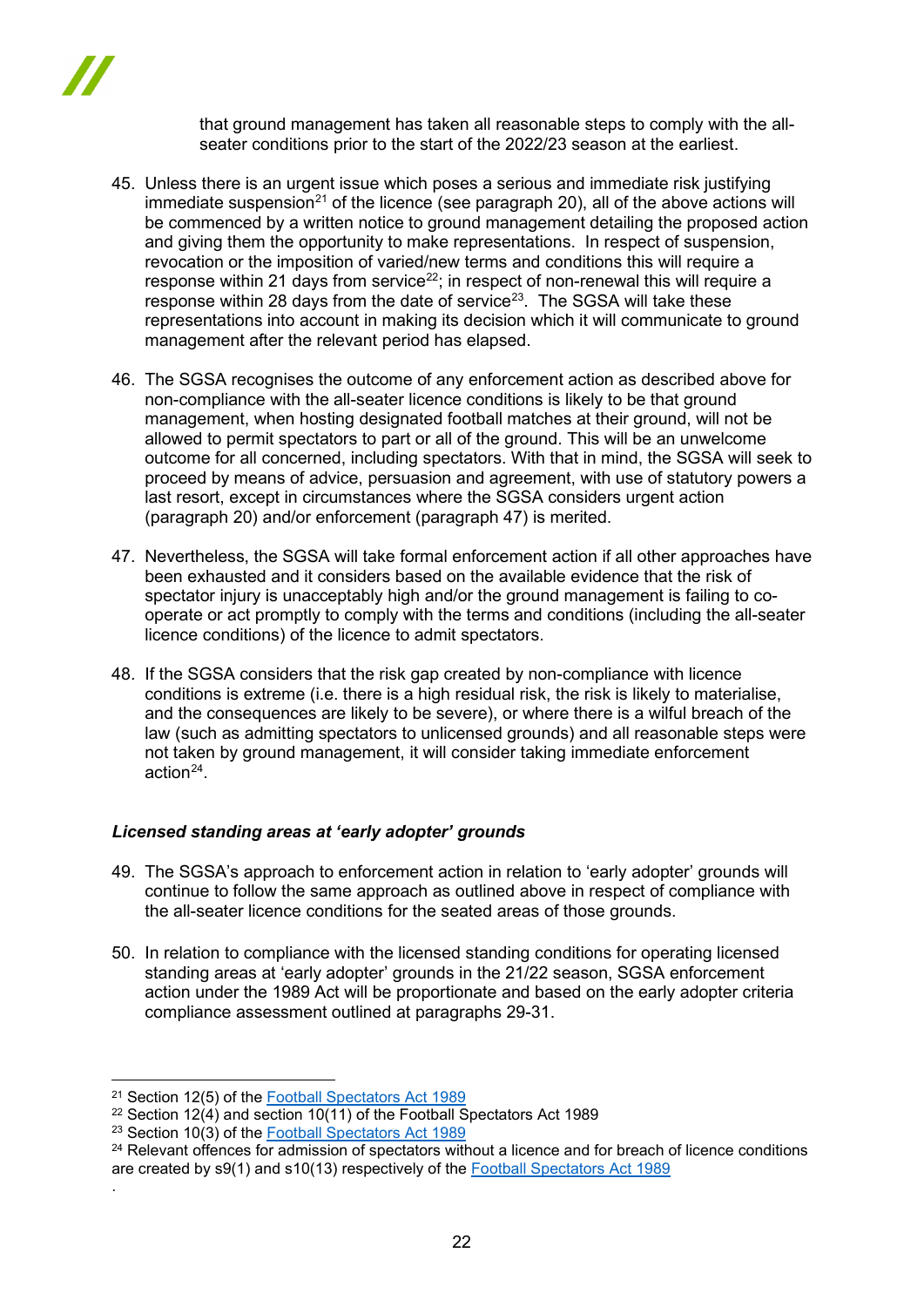that ground management has taken all reasonable steps to comply with the all-seater conditions prior to the start of the 2022/23 season at the earliest.

45. Unless there is an urgent issue which poses a serious and immediate risk justifying immediate suspension[21] of the licence (see paragraph 20), all of the above actions will be commenced by a written notice to ground management detailing the proposed action and giving them the opportunity to make representations. In respect of suspension, revocation or the imposition of varied/new terms and conditions this will require a response within 21 days from service[22]; in respect of non-renewal this will require a response within 28 days from the date of service[23]. The SGSA will take these representations into account in making its decision which it will communicate to ground management after the relevant period has elapsed.

46. The SGSA recognises the outcome of any enforcement action as described above for non-compliance with the all-seater licence conditions is likely to be that ground management, when hosting designated football matches at their ground, will not be allowed to permit spectators to part or all of the ground. This will be an unwelcome outcome for all concerned, including spectators. With that in mind, the SGSA will seek to proceed by means of advice, persuasion and agreement, with use of statutory powers a last resort, except in circumstances where the SGSA considers urgent action (paragraph 20) and/or enforcement (paragraph 47) is merited.

47. Nevertheless, the SGSA will take formal enforcement action if all other approaches have been exhausted and it considers based on the available evidence that the risk of spectator injury is unacceptably high and/or the ground management is failing to co-operate or act promptly to comply with the terms and conditions (including the all-seater licence conditions) of the licence to admit spectators.

48. If the SGSA considers that the risk gap created by non-compliance with licence conditions is extreme (i.e. there is a high residual risk, the risk is likely to materialise, and the consequences are likely to be severe), or where there is a wilful breach of the law (such as admitting spectators to unlicensed grounds) and all reasonable steps were not taken by ground management, it will consider taking immediate enforcement action[24].

### *Licensed standing areas at 'early adopter' grounds*

49. The SGSA's approach to enforcement action in relation to 'early adopter' grounds will continue to follow the same approach as outlined above in respect of compliance with the all-seater licence conditions for the seated areas of those grounds.

50. In relation to compliance with the licensed standing conditions for operating licensed standing areas at 'early adopter' grounds in the 21/22 season, SGSA enforcement action under the 1989 Act will be proportionate and based on the early adopter criteria compliance assessment outlined at paragraphs 29-31.

---

[21] Section 12(5) of the Football Spectators Act 1989

[22] Section 12(4) and section 10(11) of the Football Spectators Act 1989

[23] Section 10(3) of the Football Spectators Act 1989

[24] Relevant offences for admission of spectators without a licence and for breach of licence conditions are created by s9(1) and s10(13) respectively of the Football Spectators Act 1989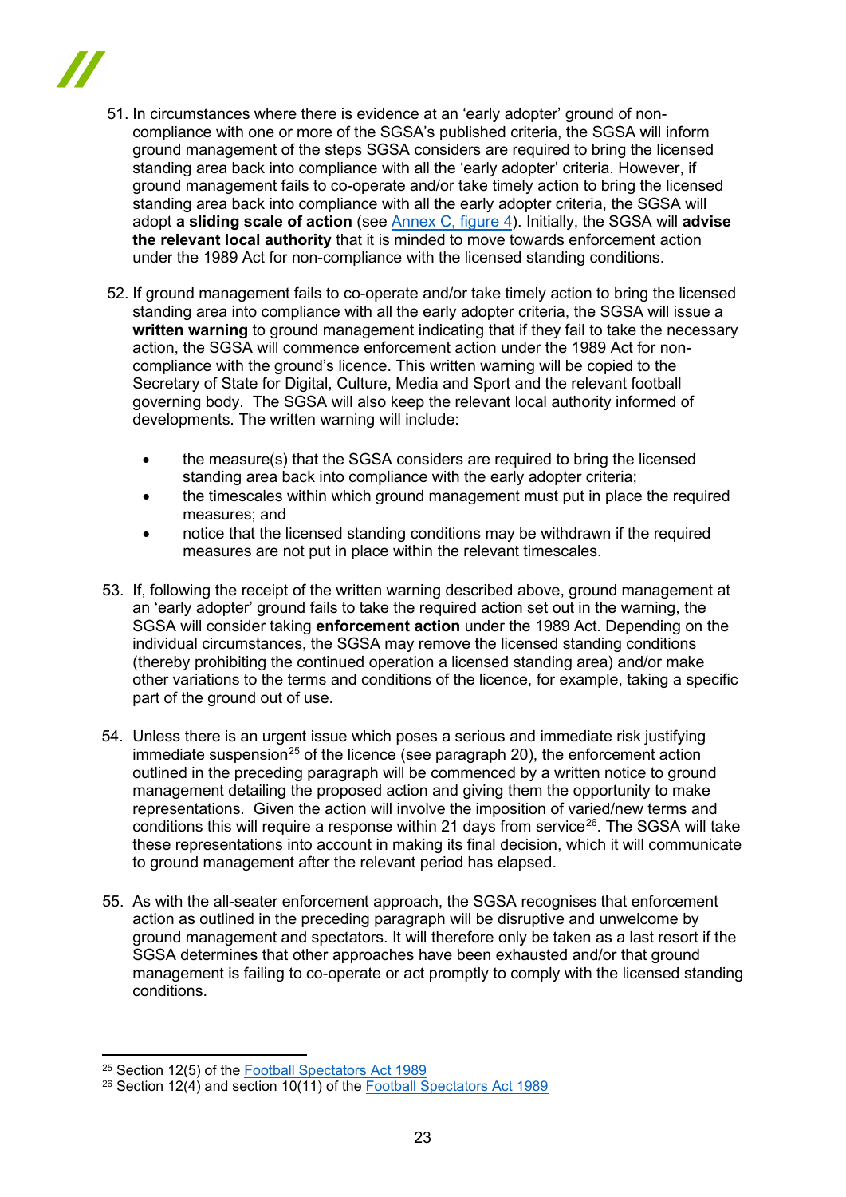51. In circumstances where there is evidence at an 'early adopter' ground of non-compliance with one or more of the SGSA's published criteria, the SGSA will inform ground management of the steps SGSA considers are required to bring the licensed standing area back into compliance with all the 'early adopter' criteria. However, if ground management fails to co-operate and/or take timely action to bring the licensed standing area back into compliance with all the early adopter criteria, the SGSA will adopt **a sliding scale of action** (see [Annex C, figure 4](#)). Initially, the SGSA will **advise the relevant local authority** that it is minded to move towards enforcement action under the 1989 Act for non-compliance with the licensed standing conditions.

52. If ground management fails to co-operate and/or take timely action to bring the licensed standing area into compliance with all the early adopter criteria, the SGSA will issue a **written warning** to ground management indicating that if they fail to take the necessary action, the SGSA will commence enforcement action under the 1989 Act for non-compliance with the ground's licence. This written warning will be copied to the Secretary of State for Digital, Culture, Media and Sport and the relevant football governing body. The SGSA will also keep the relevant local authority informed of developments. The written warning will include:

    - the measure(s) that the SGSA considers are required to bring the licensed standing area back into compliance with the early adopter criteria;
    - the timescales within which ground management must put in place the required measures; and
    - notice that the licensed standing conditions may be withdrawn if the required measures are not put in place within the relevant timescales.

53. If, following the receipt of the written warning described above, ground management at an 'early adopter' ground fails to take the required action set out in the warning, the SGSA will consider taking **enforcement action** under the 1989 Act. Depending on the individual circumstances, the SGSA may remove the licensed standing conditions (thereby prohibiting the continued operation a licensed standing area) and/or make other variations to the terms and conditions of the licence, for example, taking a specific part of the ground out of use.

54. Unless there is an urgent issue which poses a serious and immediate risk justifying immediate suspension[25] of the licence (see paragraph 20), the enforcement action outlined in the preceding paragraph will be commenced by a written notice to ground management detailing the proposed action and giving them the opportunity to make representations. Given the action will involve the imposition of varied/new terms and conditions this will require a response within 21 days from service[26]. The SGSA will take these representations into account in making its final decision, which it will communicate to ground management after the relevant period has elapsed.

55. As with the all-seater enforcement approach, the SGSA recognises that enforcement action as outlined in the preceding paragraph will be disruptive and unwelcome by ground management and spectators. It will therefore only be taken as a last resort if the SGSA determines that other approaches have been exhausted and/or that ground management is failing to co-operate or act promptly to comply with the licensed standing conditions.

---

[25] Section 12(5) of the [Football Spectators Act 1989](#)

[26] Section 12(4) and section 10(11) of the [Football Spectators Act 1989](#)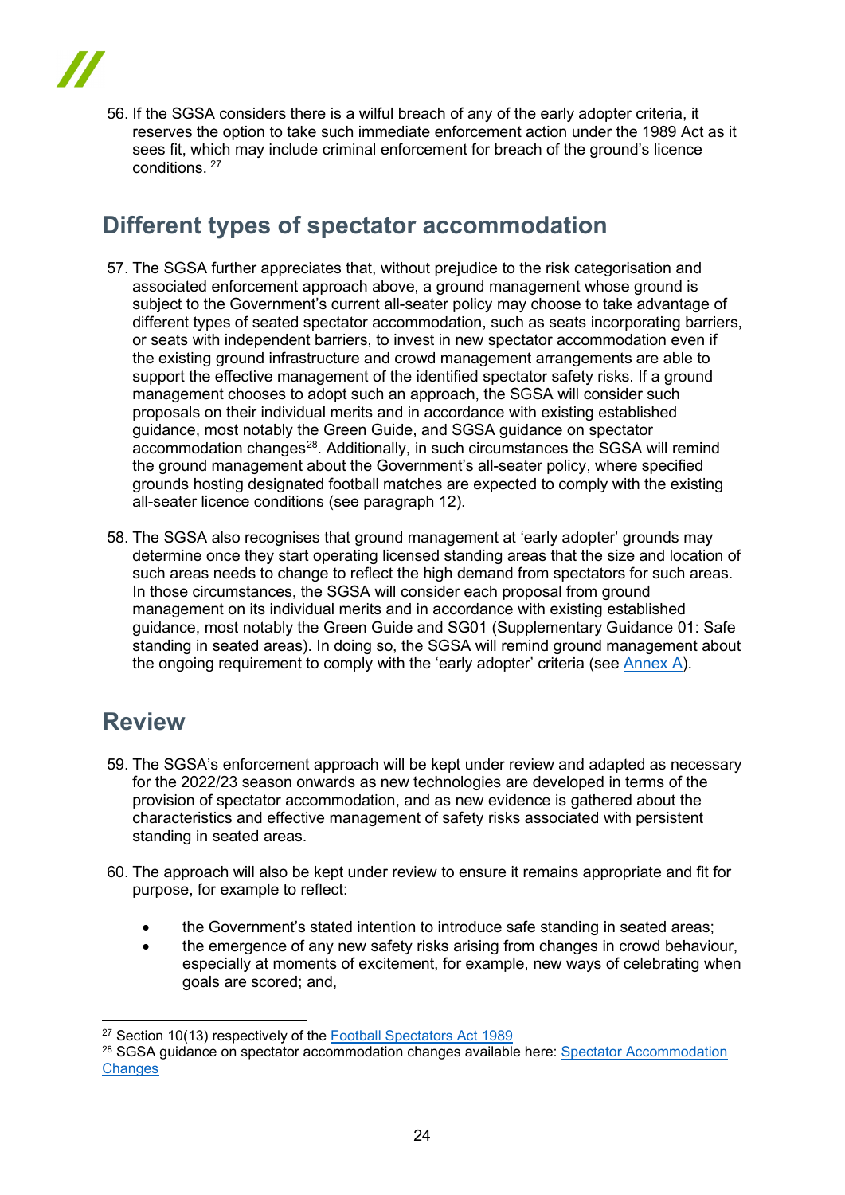56. If the SGSA considers there is a wilful breach of any of the early adopter criteria, it reserves the option to take such immediate enforcement action under the 1989 Act as it sees fit, which may include criminal enforcement for breach of the ground's licence conditions. [27]

## Different types of spectator accommodation

57. The SGSA further appreciates that, without prejudice to the risk categorisation and associated enforcement approach above, a ground management whose ground is subject to the Government's current all-seater policy may choose to take advantage of different types of seated spectator accommodation, such as seats incorporating barriers, or seats with independent barriers, to invest in new spectator accommodation even if the existing ground infrastructure and crowd management arrangements are able to support the effective management of the identified spectator safety risks. If a ground management chooses to adopt such an approach, the SGSA will consider such proposals on their individual merits and in accordance with existing established guidance, most notably the Green Guide, and SGSA guidance on spectator accommodation changes[28]. Additionally, in such circumstances the SGSA will remind the ground management about the Government's all-seater policy, where specified grounds hosting designated football matches are expected to comply with the existing all-seater licence conditions (see paragraph 12).

58. The SGSA also recognises that ground management at 'early adopter' grounds may determine once they start operating licensed standing areas that the size and location of such areas needs to change to reflect the high demand from spectators for such areas. In those circumstances, the SGSA will consider each proposal from ground management on its individual merits and in accordance with existing established guidance, most notably the Green Guide and SG01 (Supplementary Guidance 01: Safe standing in seated areas). In doing so, the SGSA will remind ground management about the ongoing requirement to comply with the 'early adopter' criteria (see Annex A).

## Review

59. The SGSA's enforcement approach will be kept under review and adapted as necessary for the 2022/23 season onwards as new technologies are developed in terms of the provision of spectator accommodation, and as new evidence is gathered about the characteristics and effective management of safety risks associated with persistent standing in seated areas.

60. The approach will also be kept under review to ensure it remains appropriate and fit for purpose, for example to reflect:

    - the Government's stated intention to introduce safe standing in seated areas;
    - the emergence of any new safety risks arising from changes in crowd behaviour, especially at moments of excitement, for example, new ways of celebrating when goals are scored; and,

---

[27] Section 10(13) respectively of the Football Spectators Act 1989

[28] SGSA guidance on spectator accommodation changes available here: Spectator Accommodation Changes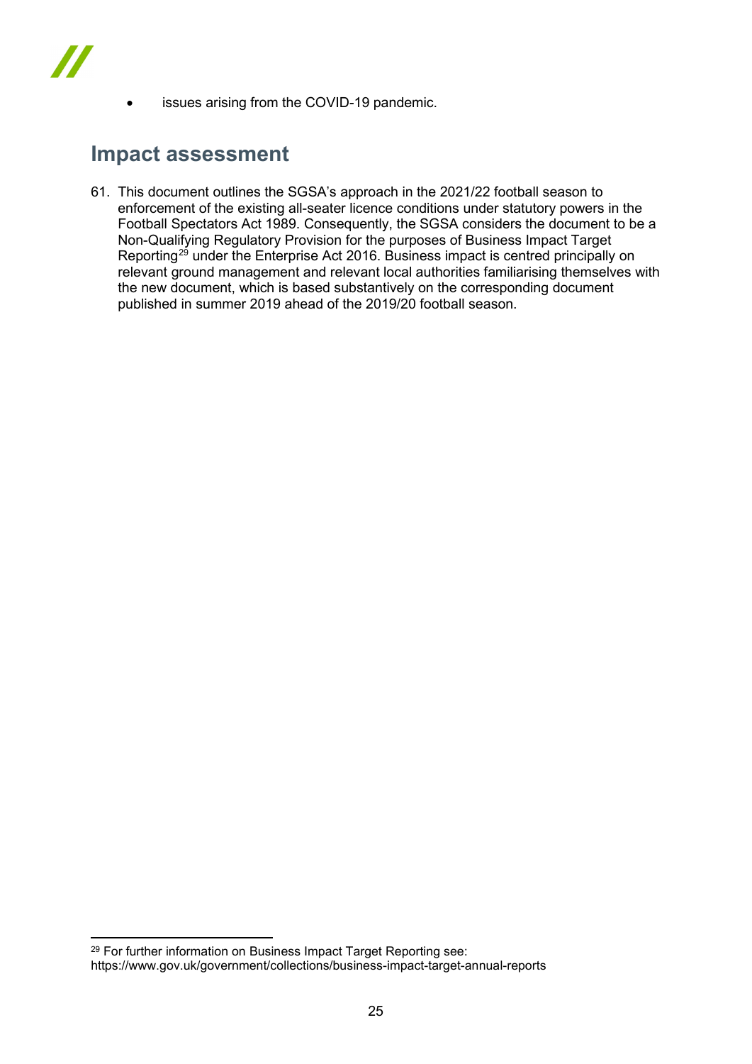- issues arising from the COVID-19 pandemic.

## Impact assessment

61. This document outlines the SGSA's approach in the 2021/22 football season to enforcement of the existing all-seater licence conditions under statutory powers in the Football Spectators Act 1989. Consequently, the SGSA considers the document to be a Non-Qualifying Regulatory Provision for the purposes of Business Impact Target Reporting[29] under the Enterprise Act 2016. Business impact is centred principally on relevant ground management and relevant local authorities familiarising themselves with the new document, which is based substantively on the corresponding document published in summer 2019 ahead of the 2019/20 football season.

[29] For further information on Business Impact Target Reporting see: https://www.gov.uk/government/collections/business-impact-target-annual-reports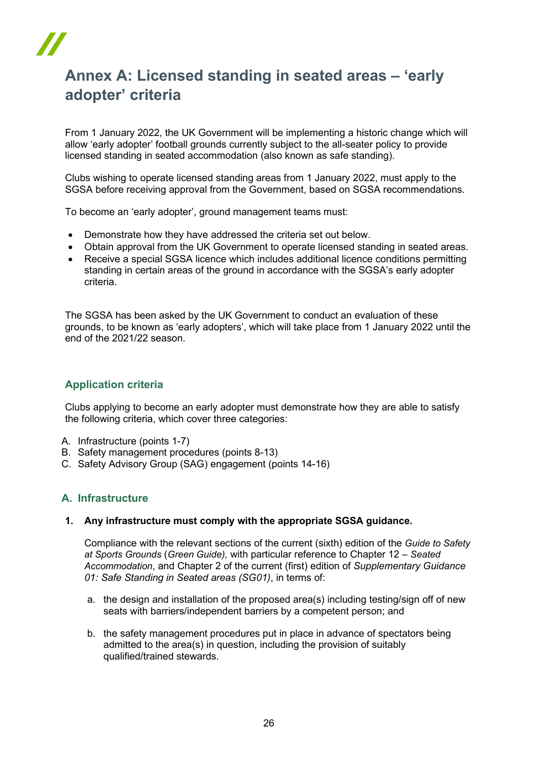# Annex A: Licensed standing in seated areas – 'early adopter' criteria

From 1 January 2022, the UK Government will be implementing a historic change which will allow 'early adopter' football grounds currently subject to the all-seater policy to provide licensed standing in seated accommodation (also known as safe standing).

Clubs wishing to operate licensed standing areas from 1 January 2022, must apply to the SGSA before receiving approval from the Government, based on SGSA recommendations.

To become an 'early adopter', ground management teams must:

- Demonstrate how they have addressed the criteria set out below.
- Obtain approval from the UK Government to operate licensed standing in seated areas.
- Receive a special SGSA licence which includes additional licence conditions permitting standing in certain areas of the ground in accordance with the SGSA's early adopter criteria.

The SGSA has been asked by the UK Government to conduct an evaluation of these grounds, to be known as 'early adopters', which will take place from 1 January 2022 until the end of the 2021/22 season.

## Application criteria

Clubs applying to become an early adopter must demonstrate how they are able to satisfy the following criteria, which cover three categories:

A. Infrastructure (points 1-7)
B. Safety management procedures (points 8-13)
C. Safety Advisory Group (SAG) engagement (points 14-16)

## A. Infrastructure

**1. Any infrastructure must comply with the appropriate SGSA guidance.**

Compliance with the relevant sections of the current (sixth) edition of the *Guide to Safety at Sports Grounds* (*Green Guide),* with particular reference to Chapter 12 – *Seated Accommodation*, and Chapter 2 of the current (first) edition of *Supplementary Guidance 01: Safe Standing in Seated areas (SG01)*, in terms of:

a. the design and installation of the proposed area(s) including testing/sign off of new seats with barriers/independent barriers by a competent person; and

b. the safety management procedures put in place in advance of spectators being admitted to the area(s) in question, including the provision of suitably qualified/trained stewards.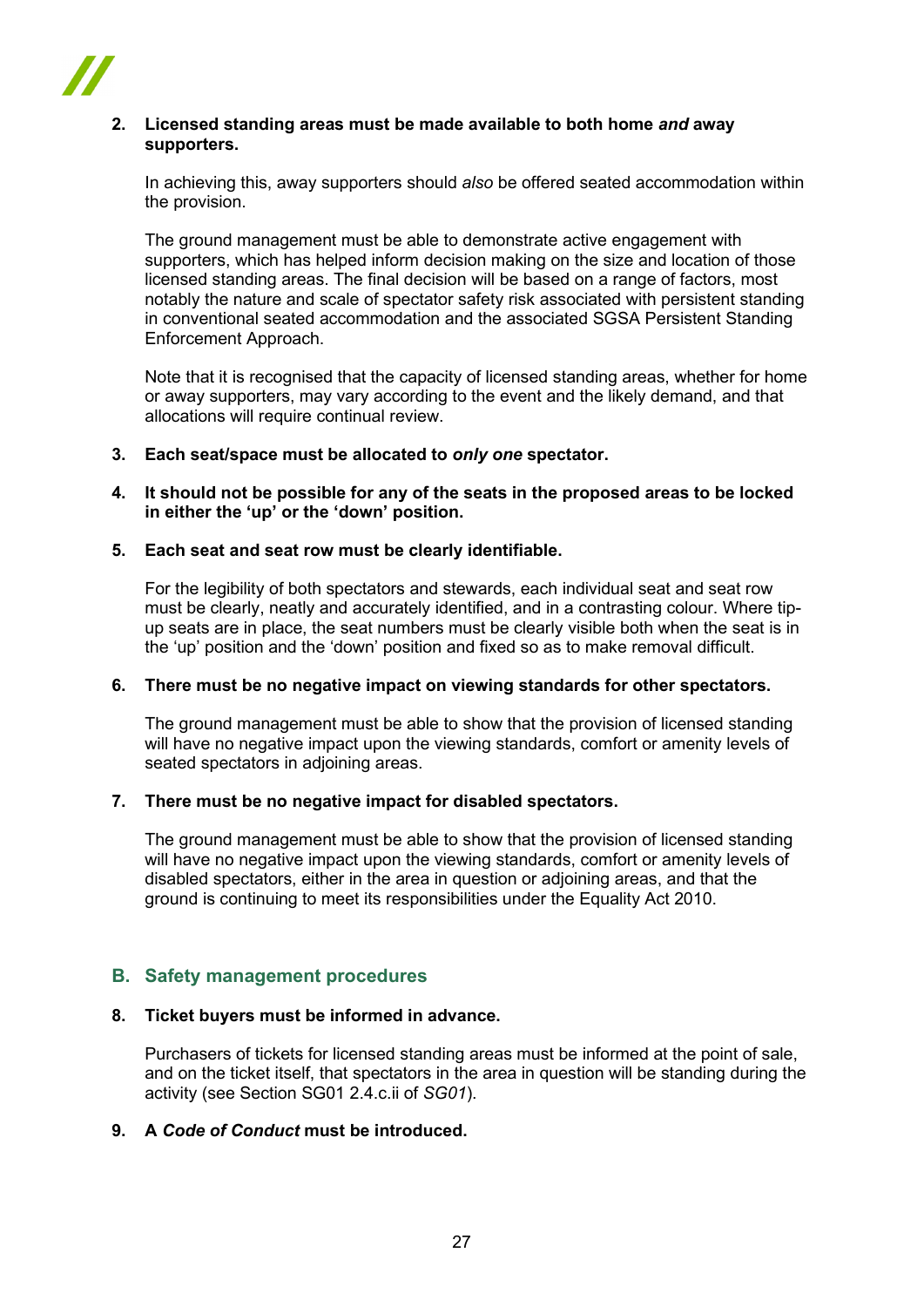2. **Licensed standing areas must be made available to both home *and* away supporters.**

   In achieving this, away supporters should *also* be offered seated accommodation within the provision.

   The ground management must be able to demonstrate active engagement with supporters, which has helped inform decision making on the size and location of those licensed standing areas. The final decision will be based on a range of factors, most notably the nature and scale of spectator safety risk associated with persistent standing in conventional seated accommodation and the associated SGSA Persistent Standing Enforcement Approach.

   Note that it is recognised that the capacity of licensed standing areas, whether for home or away supporters, may vary according to the event and the likely demand, and that allocations will require continual review.

3. **Each seat/space must be allocated to *only one* spectator.**

4. **It should not be possible for any of the seats in the proposed areas to be locked in either the 'up' or the 'down' position.**

5. **Each seat and seat row must be clearly identifiable.**

   For the legibility of both spectators and stewards, each individual seat and seat row must be clearly, neatly and accurately identified, and in a contrasting colour. Where tip-up seats are in place, the seat numbers must be clearly visible both when the seat is in the 'up' position and the 'down' position and fixed so as to make removal difficult.

6. **There must be no negative impact on viewing standards for other spectators.**

   The ground management must be able to show that the provision of licensed standing will have no negative impact upon the viewing standards, comfort or amenity levels of seated spectators in adjoining areas.

7. **There must be no negative impact for disabled spectators.**

   The ground management must be able to show that the provision of licensed standing will have no negative impact upon the viewing standards, comfort or amenity levels of disabled spectators, either in the area in question or adjoining areas, and that the ground is continuing to meet its responsibilities under the Equality Act 2010.

## B. Safety management procedures

8. **Ticket buyers must be informed in advance.**

   Purchasers of tickets for licensed standing areas must be informed at the point of sale, and on the ticket itself, that spectators in the area in question will be standing during the activity (see Section SG01 2.4.c.ii of *SG01*).

9. **A *Code of Conduct* must be introduced.**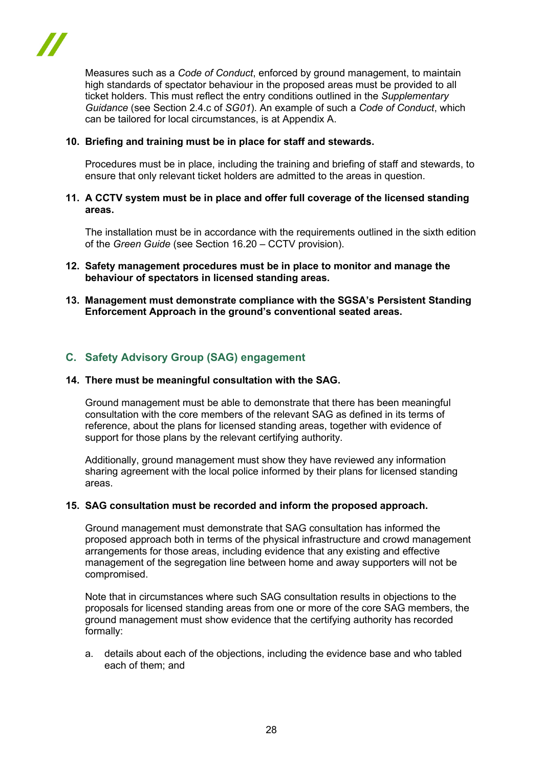Measures such as a *Code of Conduct*, enforced by ground management, to maintain high standards of spectator behaviour in the proposed areas must be provided to all ticket holders. This must reflect the entry conditions outlined in the *Supplementary Guidance* (see Section 2.4.c of *SG01*). An example of such a *Code of Conduct*, which can be tailored for local circumstances, is at Appendix A.

**10. Briefing and training must be in place for staff and stewards.**

Procedures must be in place, including the training and briefing of staff and stewards, to ensure that only relevant ticket holders are admitted to the areas in question.

**11. A CCTV system must be in place and offer full coverage of the licensed standing areas.**

The installation must be in accordance with the requirements outlined in the sixth edition of the *Green Guide* (see Section 16.20 – CCTV provision).

**12. Safety management procedures must be in place to monitor and manage the behaviour of spectators in licensed standing areas.**

**13. Management must demonstrate compliance with the SGSA's Persistent Standing Enforcement Approach in the ground's conventional seated areas.**

## C. Safety Advisory Group (SAG) engagement

**14. There must be meaningful consultation with the SAG.**

Ground management must be able to demonstrate that there has been meaningful consultation with the core members of the relevant SAG as defined in its terms of reference, about the plans for licensed standing areas, together with evidence of support for those plans by the relevant certifying authority.

Additionally, ground management must show they have reviewed any information sharing agreement with the local police informed by their plans for licensed standing areas.

**15. SAG consultation must be recorded and inform the proposed approach.**

Ground management must demonstrate that SAG consultation has informed the proposed approach both in terms of the physical infrastructure and crowd management arrangements for those areas, including evidence that any existing and effective management of the segregation line between home and away supporters will not be compromised.

Note that in circumstances where such SAG consultation results in objections to the proposals for licensed standing areas from one or more of the core SAG members, the ground management must show evidence that the certifying authority has recorded formally:

a. details about each of the objections, including the evidence base and who tabled each of them; and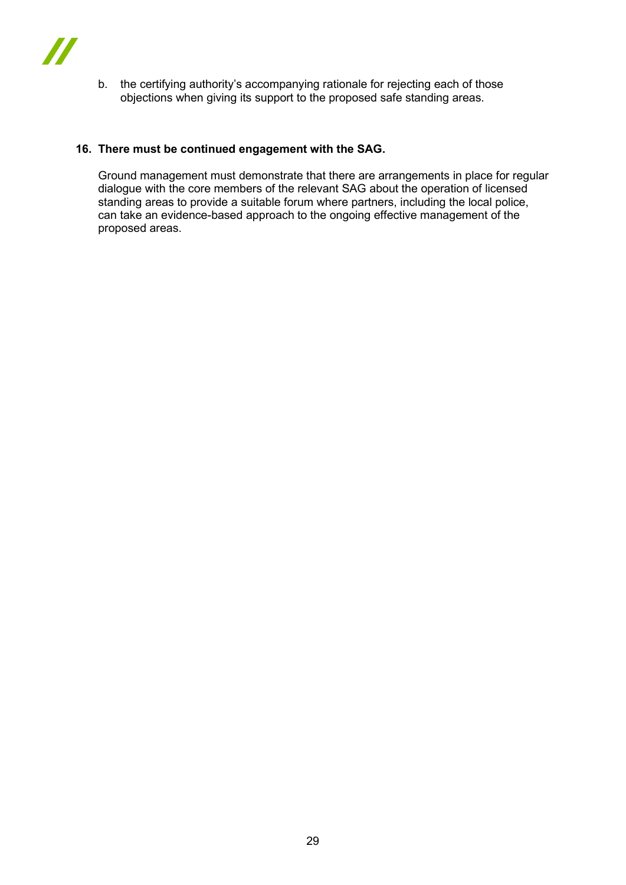b. the certifying authority's accompanying rationale for rejecting each of those objections when giving its support to the proposed safe standing areas.

**16. There must be continued engagement with the SAG.**

Ground management must demonstrate that there are arrangements in place for regular dialogue with the core members of the relevant SAG about the operation of licensed standing areas to provide a suitable forum where partners, including the local police, can take an evidence-based approach to the ongoing effective management of the proposed areas.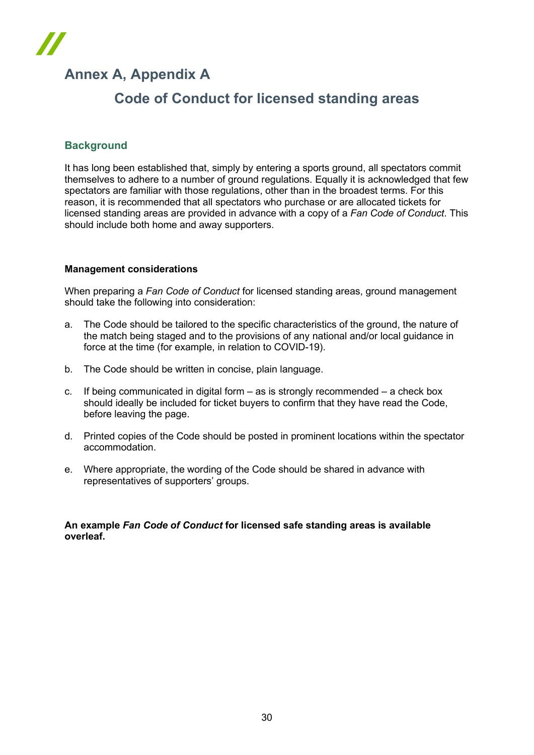# Annex A, Appendix A

## Code of Conduct for licensed standing areas

### Background

It has long been established that, simply by entering a sports ground, all spectators commit themselves to adhere to a number of ground regulations. Equally it is acknowledged that few spectators are familiar with those regulations, other than in the broadest terms. For this reason, it is recommended that all spectators who purchase or are allocated tickets for licensed standing areas are provided in advance with a copy of a *Fan Code of Conduct*. This should include both home and away supporters.

**Management considerations**

When preparing a *Fan Code of Conduct* for licensed standing areas, ground management should take the following into consideration:

a. The Code should be tailored to the specific characteristics of the ground, the nature of the match being staged and to the provisions of any national and/or local guidance in force at the time (for example, in relation to COVID-19).

b. The Code should be written in concise, plain language.

c. If being communicated in digital form – as is strongly recommended – a check box should ideally be included for ticket buyers to confirm that they have read the Code, before leaving the page.

d. Printed copies of the Code should be posted in prominent locations within the spectator accommodation.

e. Where appropriate, the wording of the Code should be shared in advance with representatives of supporters' groups.

**An example *Fan Code of Conduct* for licensed safe standing areas is available overleaf.**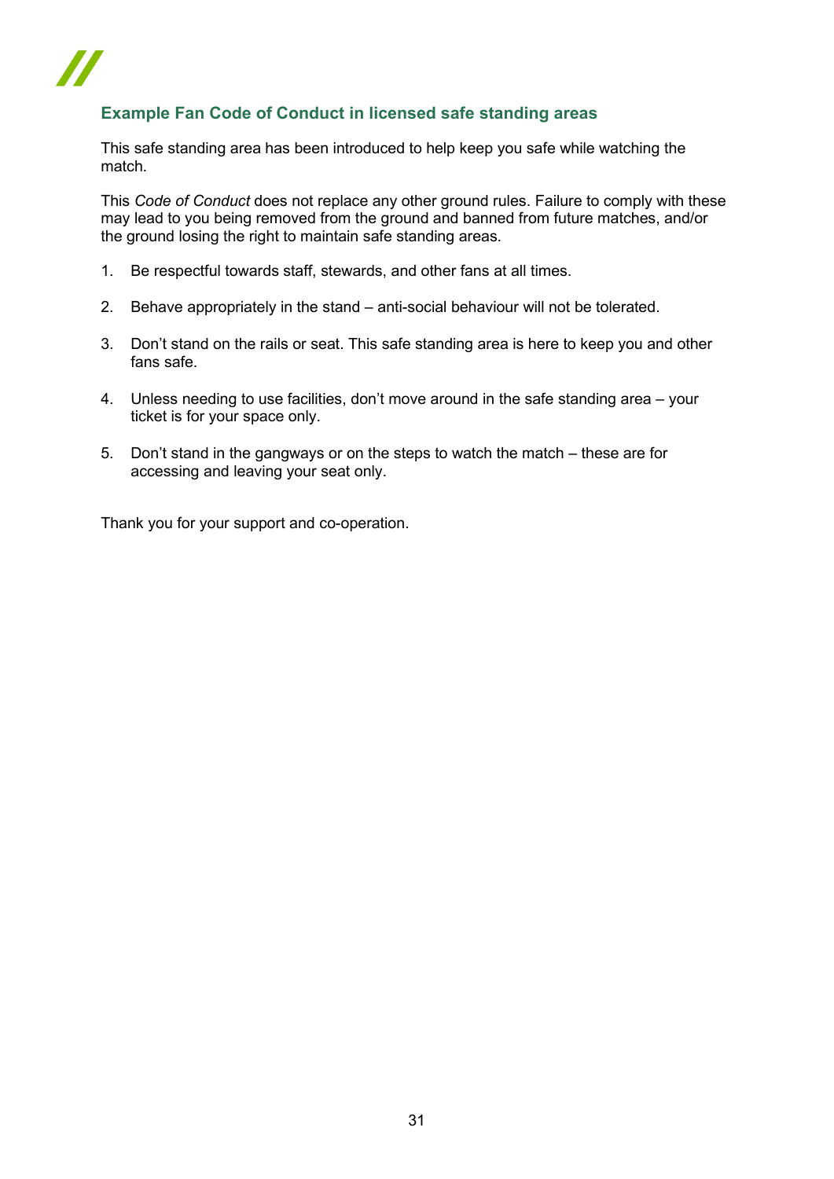## Example Fan Code of Conduct in licensed safe standing areas

This safe standing area has been introduced to help keep you safe while watching the match.

This *Code of Conduct* does not replace any other ground rules. Failure to comply with these may lead to you being removed from the ground and banned from future matches, and/or the ground losing the right to maintain safe standing areas.

1. Be respectful towards staff, stewards, and other fans at all times.

2. Behave appropriately in the stand – anti-social behaviour will not be tolerated.

3. Don't stand on the rails or seat. This safe standing area is here to keep you and other fans safe.

4. Unless needing to use facilities, don't move around in the safe standing area – your ticket is for your space only.

5. Don't stand in the gangways or on the steps to watch the match – these are for accessing and leaving your seat only.

Thank you for your support and co-operation.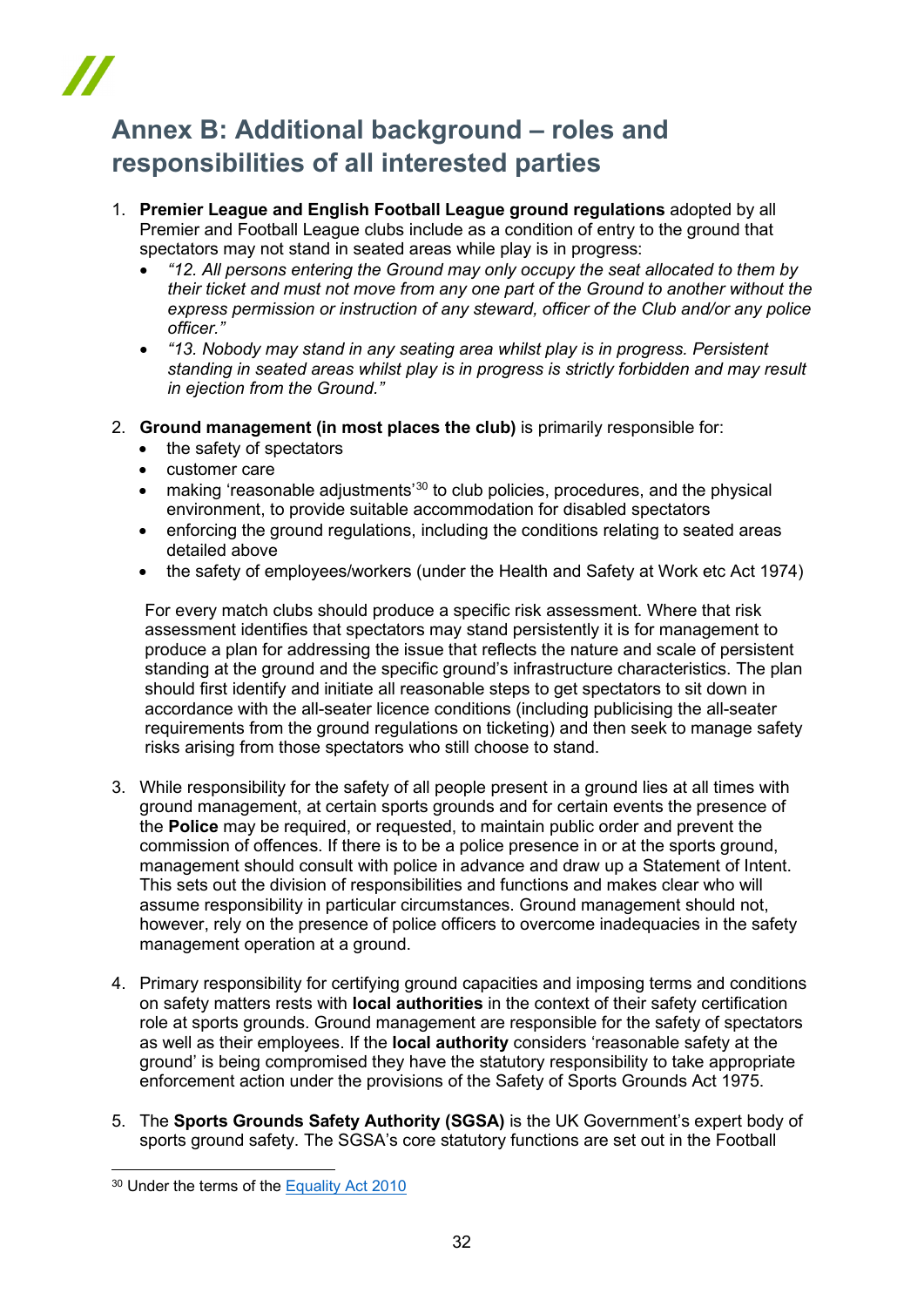## Annex B: Additional background – roles and responsibilities of all interested parties

1. **Premier League and English Football League ground regulations** adopted by all Premier and Football League clubs include as a condition of entry to the ground that spectators may not stand in seated areas while play is in progress:
    - *"12. All persons entering the Ground may only occupy the seat allocated to them by their ticket and must not move from any one part of the Ground to another without the express permission or instruction of any steward, officer of the Club and/or any police officer."*
    - *"13. Nobody may stand in any seating area whilst play is in progress. Persistent standing in seated areas whilst play is in progress is strictly forbidden and may result in ejection from the Ground."*

2. **Ground management (in most places the club)** is primarily responsible for:
    - the safety of spectators
    - customer care
    - making 'reasonable adjustments'[30] to club policies, procedures, and the physical environment, to provide suitable accommodation for disabled spectators
    - enforcing the ground regulations, including the conditions relating to seated areas detailed above
    - the safety of employees/workers (under the Health and Safety at Work etc Act 1974)

    For every match clubs should produce a specific risk assessment. Where that risk assessment identifies that spectators may stand persistently it is for management to produce a plan for addressing the issue that reflects the nature and scale of persistent standing at the ground and the specific ground's infrastructure characteristics. The plan should first identify and initiate all reasonable steps to get spectators to sit down in accordance with the all-seater licence conditions (including publicising the all-seater requirements from the ground regulations on ticketing) and then seek to manage safety risks arising from those spectators who still choose to stand.

3. While responsibility for the safety of all people present in a ground lies at all times with ground management, at certain sports grounds and for certain events the presence of the **Police** may be required, or requested, to maintain public order and prevent the commission of offences. If there is to be a police presence in or at the sports ground, management should consult with police in advance and draw up a Statement of Intent. This sets out the division of responsibilities and functions and makes clear who will assume responsibility in particular circumstances. Ground management should not, however, rely on the presence of police officers to overcome inadequacies in the safety management operation at a ground.

4. Primary responsibility for certifying ground capacities and imposing terms and conditions on safety matters rests with **local authorities** in the context of their safety certification role at sports grounds. Ground management are responsible for the safety of spectators as well as their employees. If the **local authority** considers 'reasonable safety at the ground' is being compromised they have the statutory responsibility to take appropriate enforcement action under the provisions of the Safety of Sports Grounds Act 1975.

5. The **Sports Grounds Safety Authority (SGSA)** is the UK Government's expert body of sports ground safety. The SGSA's core statutory functions are set out in the Football

---

[30] Under the terms of the Equality Act 2010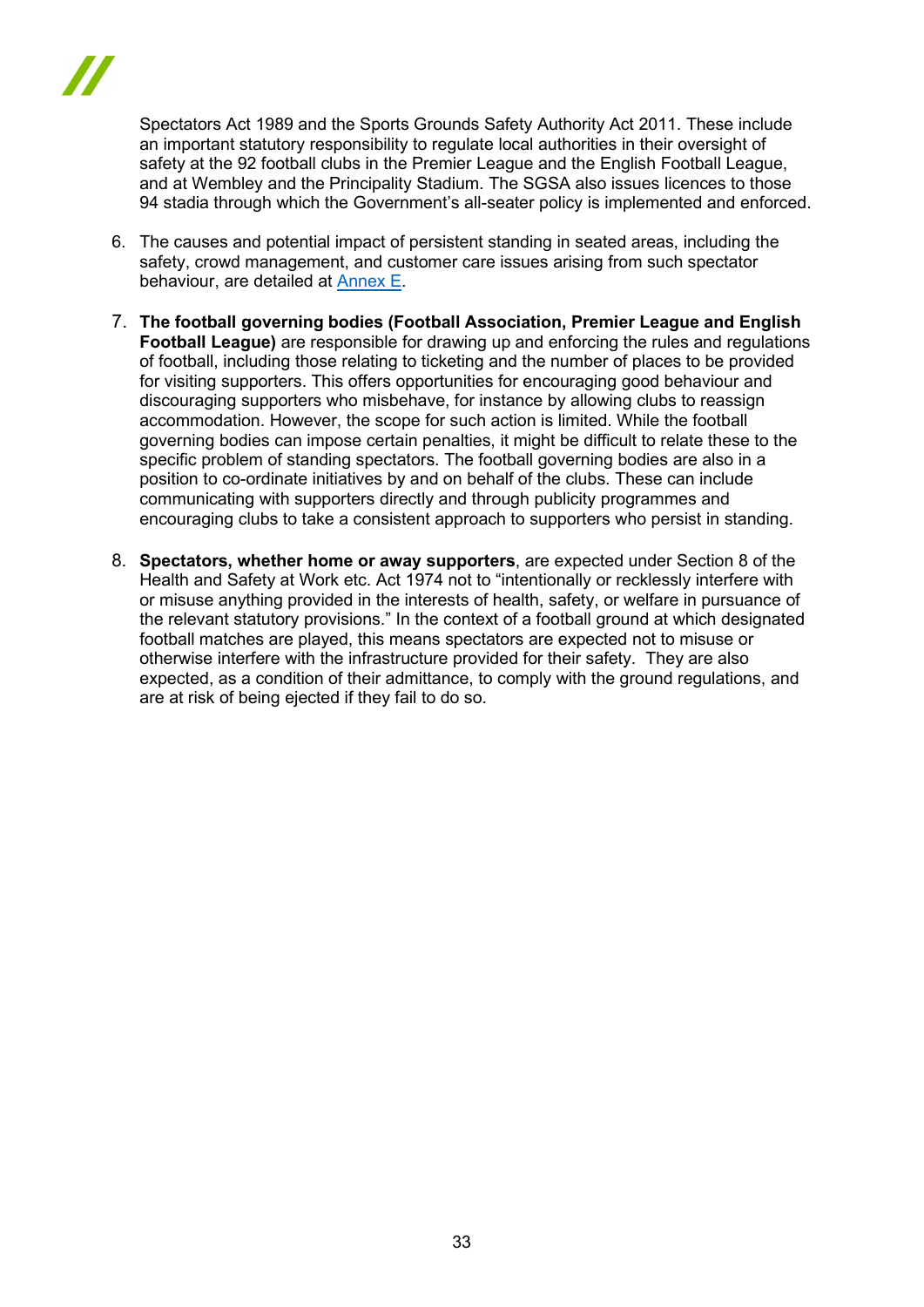Spectators Act 1989 and the Sports Grounds Safety Authority Act 2011. These include an important statutory responsibility to regulate local authorities in their oversight of safety at the 92 football clubs in the Premier League and the English Football League, and at Wembley and the Principality Stadium. The SGSA also issues licences to those 94 stadia through which the Government's all-seater policy is implemented and enforced.

6. The causes and potential impact of persistent standing in seated areas, including the safety, crowd management, and customer care issues arising from such spectator behaviour, are detailed at Annex E.

7. **The football governing bodies (Football Association, Premier League and English Football League)** are responsible for drawing up and enforcing the rules and regulations of football, including those relating to ticketing and the number of places to be provided for visiting supporters. This offers opportunities for encouraging good behaviour and discouraging supporters who misbehave, for instance by allowing clubs to reassign accommodation. However, the scope for such action is limited. While the football governing bodies can impose certain penalties, it might be difficult to relate these to the specific problem of standing spectators. The football governing bodies are also in a position to co-ordinate initiatives by and on behalf of the clubs. These can include communicating with supporters directly and through publicity programmes and encouraging clubs to take a consistent approach to supporters who persist in standing.

8. **Spectators, whether home or away supporters**, are expected under Section 8 of the Health and Safety at Work etc. Act 1974 not to "intentionally or recklessly interfere with or misuse anything provided in the interests of health, safety, or welfare in pursuance of the relevant statutory provisions." In the context of a football ground at which designated football matches are played, this means spectators are expected not to misuse or otherwise interfere with the infrastructure provided for their safety. They are also expected, as a condition of their admittance, to comply with the ground regulations, and are at risk of being ejected if they fail to do so.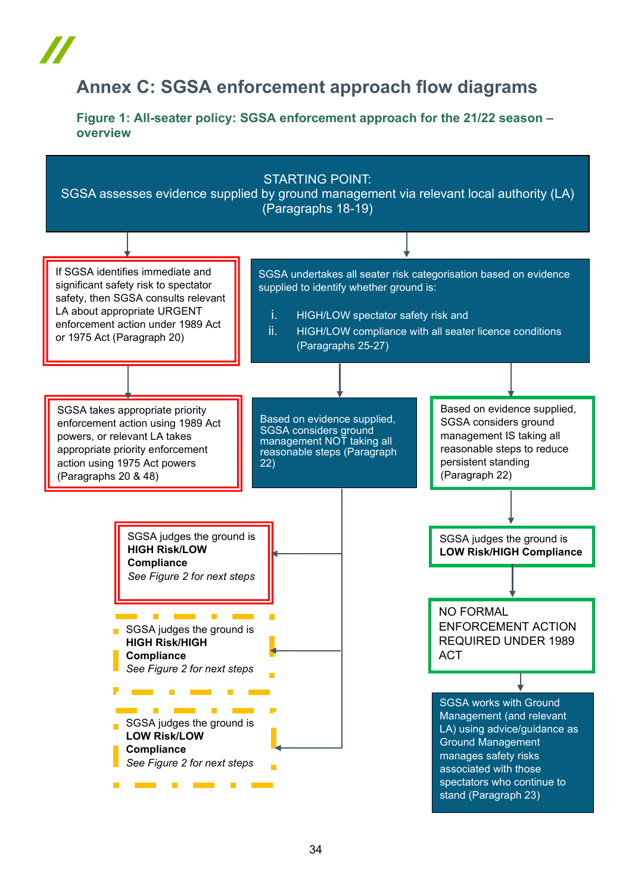# Annex C: SGSA enforcement approach flow diagrams

## Figure 1: All-seater policy: SGSA enforcement approach for the 21/22 season – overview

STARTING POINT:
SGSA assesses evidence supplied by ground management via relevant local authority (LA) (Paragraphs 18-19)

If SGSA identifies immediate and significant safety risk to spectator safety, then SGSA consults relevant LA about appropriate URGENT enforcement action under 1989 Act or 1975 Act (Paragraph 20)

SGSA takes appropriate priority enforcement action using 1989 Act powers, or relevant LA takes appropriate priority enforcement action using 1975 Act powers (Paragraphs 20 & 48)

SGSA undertakes all seater risk categorisation based on evidence supplied to identify whether ground is:

i. HIGH/LOW spectator safety risk and
ii. HIGH/LOW compliance with all seater licence conditions (Paragraphs 25-27)

Based on evidence supplied, SGSA considers ground management NOT taking all reasonable steps (Paragraph 22)

SGSA judges the ground is **HIGH Risk/LOW Compliance**
*See Figure 2 for next steps*

SGSA judges the ground is **HIGH Risk/HIGH Compliance**
*See Figure 2 for next steps*

SGSA judges the ground is **LOW Risk/LOW Compliance**
*See Figure 2 for next steps*

Based on evidence supplied, SGSA considers ground management IS taking all reasonable steps to reduce persistent standing (Paragraph 22)

SGSA judges the ground is **LOW Risk/HIGH Compliance**

NO FORMAL ENFORCEMENT ACTION REQUIRED UNDER 1989 ACT

SGSA works with Ground Management (and relevant LA) using advice/guidance as Ground Management manages safety risks associated with those spectators who continue to stand (Paragraph 23)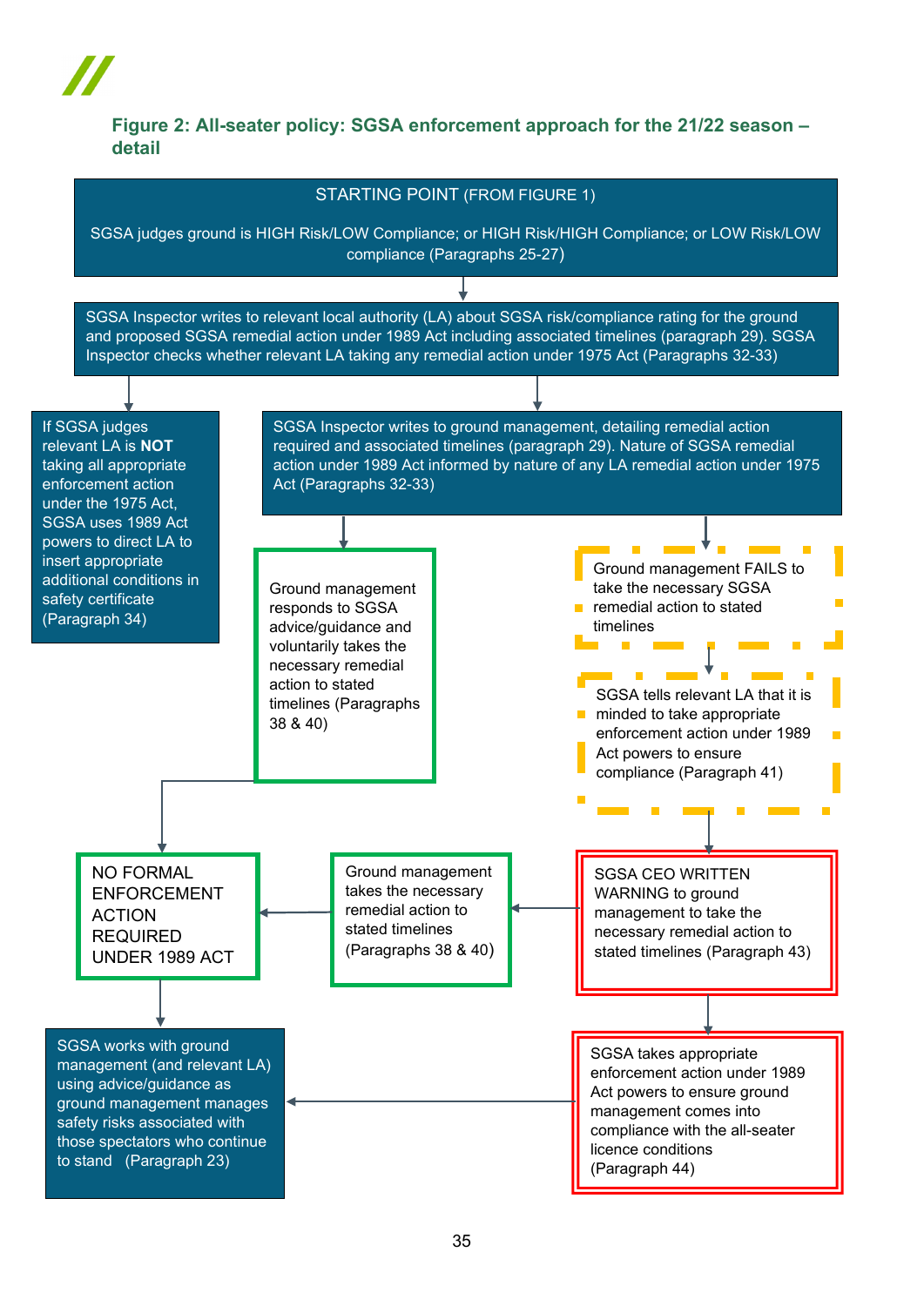### Figure 2: All-seater policy: SGSA enforcement approach for the 21/22 season – detail

STARTING POINT (FROM FIGURE 1)

SGSA judges ground is HIGH Risk/LOW Compliance; or HIGH Risk/HIGH Compliance; or LOW Risk/LOW compliance (Paragraphs 25-27)

SGSA Inspector writes to relevant local authority (LA) about SGSA risk/compliance rating for the ground and proposed SGSA remedial action under 1989 Act including associated timelines (paragraph 29). SGSA Inspector checks whether relevant LA taking any remedial action under 1975 Act (Paragraphs 32-33)

If SGSA judges relevant LA is **NOT** taking all appropriate enforcement action under the 1975 Act, SGSA uses 1989 Act powers to direct LA to insert appropriate additional conditions in safety certificate (Paragraph 34)

SGSA Inspector writes to ground management, detailing remedial action required and associated timelines (paragraph 29). Nature of SGSA remedial action under 1989 Act informed by nature of any LA remedial action under 1975 Act (Paragraphs 32-33)

Ground management responds to SGSA advice/guidance and voluntarily takes the necessary remedial action to stated timelines (Paragraphs 38 & 40)

Ground management FAILS to take the necessary SGSA remedial action to stated timelines

SGSA tells relevant LA that it is minded to take appropriate enforcement action under 1989 Act powers to ensure compliance (Paragraph 41)

NO FORMAL ENFORCEMENT ACTION REQUIRED UNDER 1989 ACT

Ground management takes the necessary remedial action to stated timelines (Paragraphs 38 & 40)

SGSA CEO WRITTEN WARNING to ground management to take the necessary remedial action to stated timelines (Paragraph 43)

SGSA works with ground management (and relevant LA) using advice/guidance as ground management manages safety risks associated with those spectators who continue to stand (Paragraph 23)

SGSA takes appropriate enforcement action under 1989 Act powers to ensure ground management comes into compliance with the all-seater licence conditions (Paragraph 44)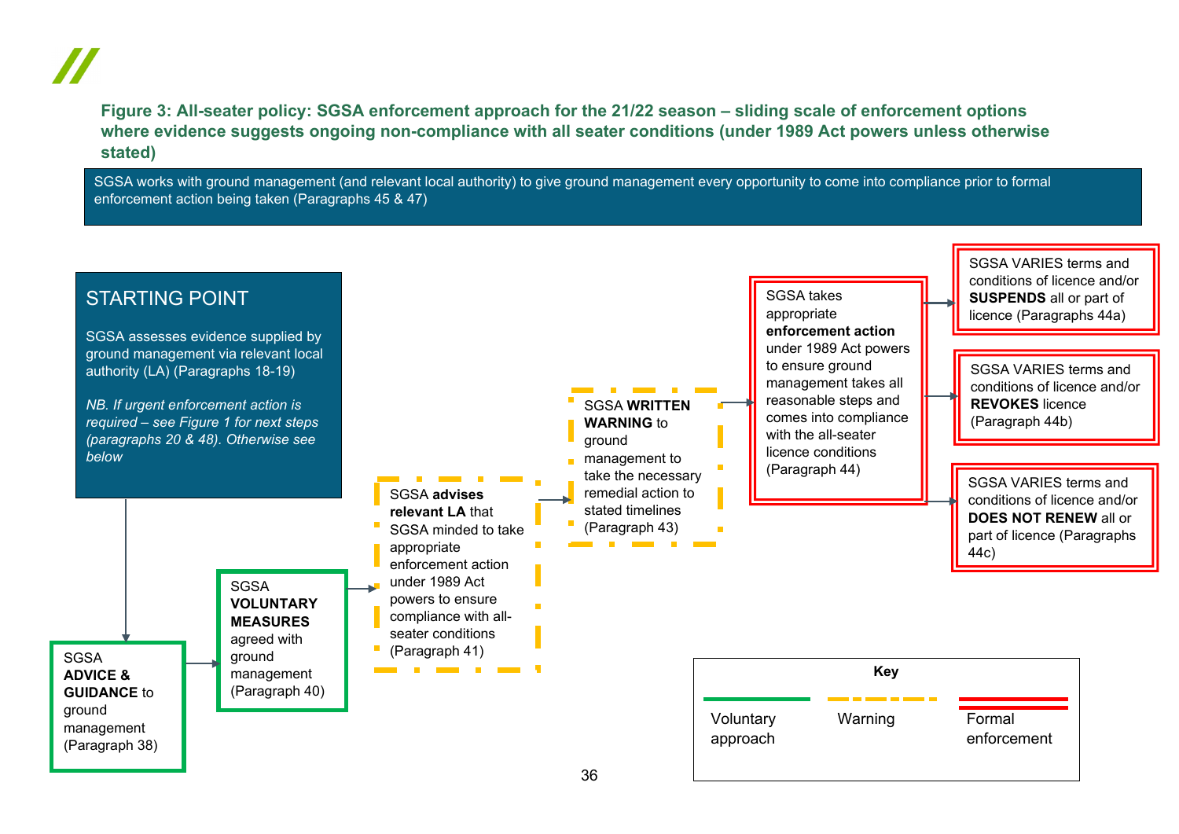**Figure 3: All-seater policy: SGSA enforcement approach for the 21/22 season – sliding scale of enforcement options where evidence suggests ongoing non-compliance with all seater conditions (under 1989 Act powers unless otherwise stated)**

SGSA works with ground management (and relevant local authority) to give ground management every opportunity to come into compliance prior to formal enforcement action being taken (Paragraphs 45 & 47)

**STARTING POINT**

SGSA assesses evidence supplied by ground management via relevant local authority (LA) (Paragraphs 18-19)

*NB. If urgent enforcement action is required – see Figure 1 for next steps (paragraphs 20 & 48). Otherwise see below*

1. SGSA **ADVICE & GUIDANCE** to ground management (Paragraph 38) *(Voluntary approach)*
2. SGSA **VOLUNTARY MEASURES** agreed with ground management (Paragraph 40) *(Voluntary approach)*
3. SGSA **advises relevant LA** that SGSA minded to take appropriate enforcement action under 1989 Act powers to ensure compliance with all-seater conditions (Paragraph 41) *(Warning)*
4. SGSA **WRITTEN WARNING** to ground management to take the necessary remedial action to stated timelines (Paragraph 43) *(Warning)*
5. SGSA takes appropriate **enforcement action** under 1989 Act powers to ensure ground management takes all reasonable steps and comes into compliance with the all-seater licence conditions (Paragraph 44) *(Formal enforcement)*, leading to one of:
   - SGSA VARIES terms and conditions of licence and/or **SUSPENDS** all or part of licence (Paragraphs 44a)
   - SGSA VARIES terms and conditions of licence and/or **REVOKES** licence (Paragraph 44b)
   - SGSA VARIES terms and conditions of licence and/or **DOES NOT RENEW** all or part of licence (Paragraphs 44c)

**Key**

| Voluntary approach | Warning | Formal enforcement |
|---|---|---|
| Green solid line | Yellow dashed line | Red double line |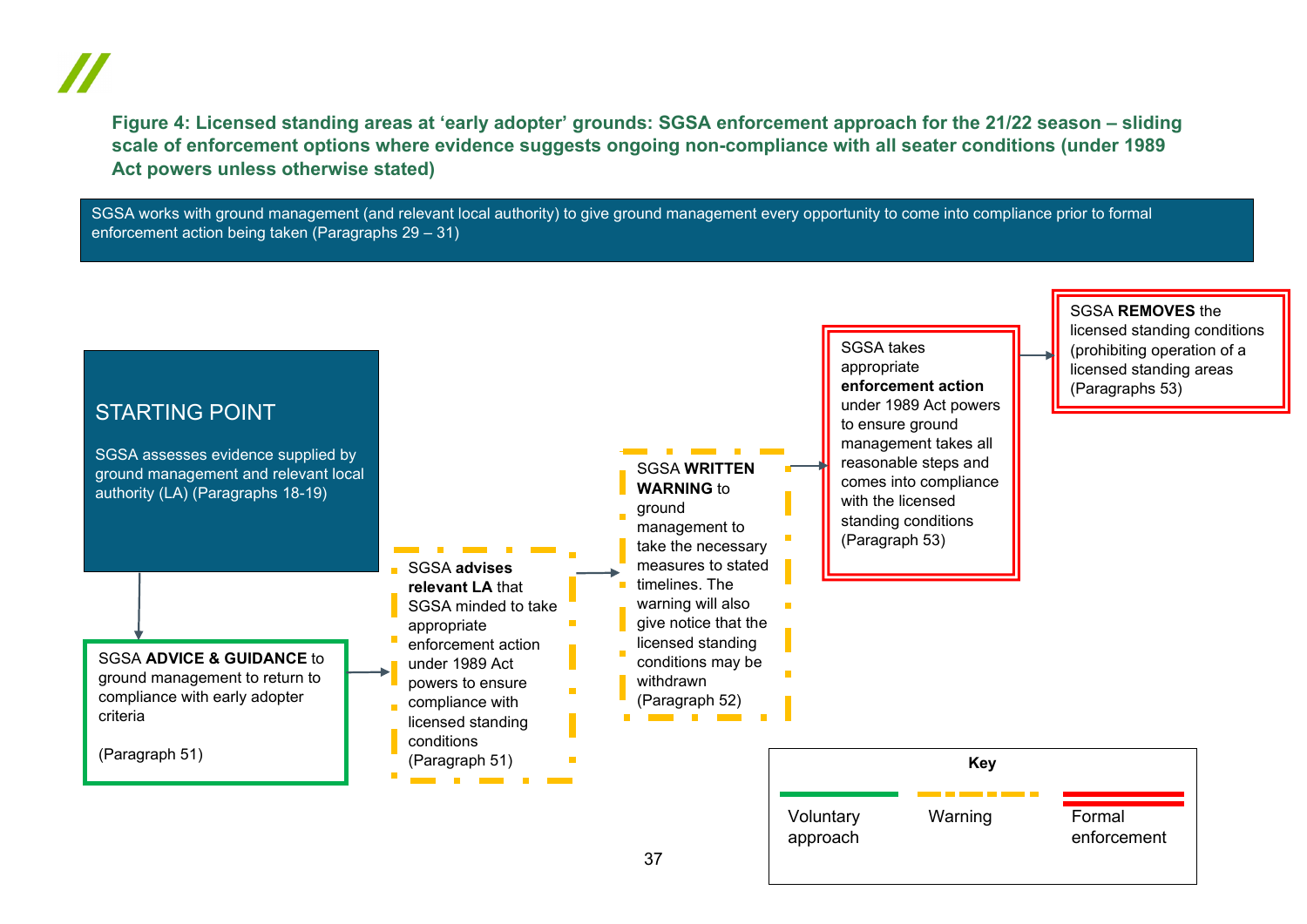**Figure 4: Licensed standing areas at 'early adopter' grounds: SGSA enforcement approach for the 21/22 season – sliding scale of enforcement options where evidence suggests ongoing non-compliance with all seater conditions (under 1989 Act powers unless otherwise stated)**

SGSA works with ground management (and relevant local authority) to give ground management every opportunity to come into compliance prior to formal enforcement action being taken (Paragraphs 29 – 31)

**STARTING POINT**

SGSA assesses evidence supplied by ground management and relevant local authority (LA) (Paragraphs 18-19)

↓

SGSA **ADVICE & GUIDANCE** to ground management to return to compliance with early adopter criteria

(Paragraph 51)

→

SGSA **advises relevant LA** that SGSA minded to take appropriate enforcement action under 1989 Act powers to ensure compliance with licensed standing conditions (Paragraph 51)

→

SGSA **WRITTEN WARNING** to ground management to take the necessary measures to stated timelines. The warning will also give notice that the licensed standing conditions may be withdrawn (Paragraph 52)

→

SGSA takes appropriate **enforcement action** under 1989 Act powers to ensure ground management takes all reasonable steps and comes into compliance with the licensed standing conditions (Paragraph 53)

→

SGSA **REMOVES** the licensed standing conditions (prohibiting operation of a licensed standing areas (Paragraphs 53)

**Key**

| Line style | Meaning |
| --- | --- |
| Green solid | Voluntary approach |
| Yellow dashed | Warning |
| Red double | Formal enforcement |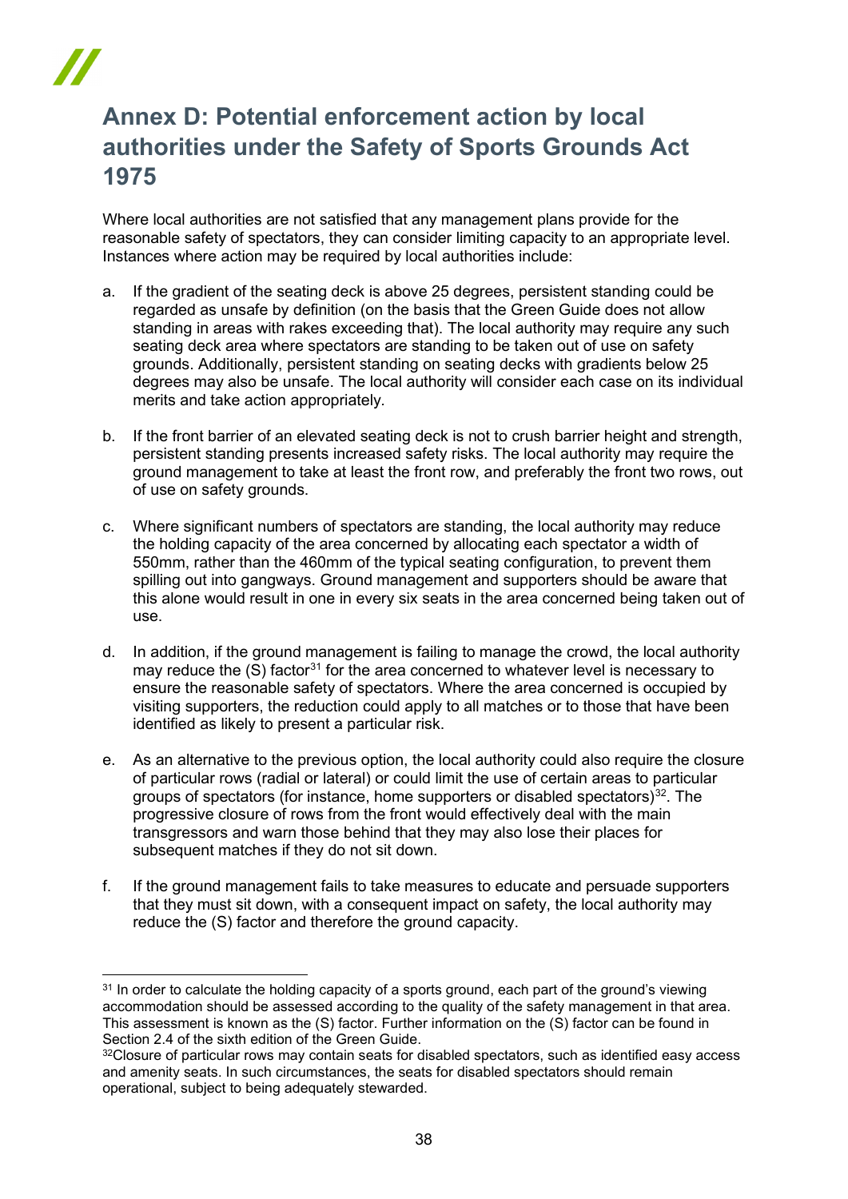# Annex D: Potential enforcement action by local authorities under the Safety of Sports Grounds Act 1975

Where local authorities are not satisfied that any management plans provide for the reasonable safety of spectators, they can consider limiting capacity to an appropriate level. Instances where action may be required by local authorities include:

a. If the gradient of the seating deck is above 25 degrees, persistent standing could be regarded as unsafe by definition (on the basis that the Green Guide does not allow standing in areas with rakes exceeding that). The local authority may require any such seating deck area where spectators are standing to be taken out of use on safety grounds. Additionally, persistent standing on seating decks with gradients below 25 degrees may also be unsafe. The local authority will consider each case on its individual merits and take action appropriately.

b. If the front barrier of an elevated seating deck is not to crush barrier height and strength, persistent standing presents increased safety risks. The local authority may require the ground management to take at least the front row, and preferably the front two rows, out of use on safety grounds.

c. Where significant numbers of spectators are standing, the local authority may reduce the holding capacity of the area concerned by allocating each spectator a width of 550mm, rather than the 460mm of the typical seating configuration, to prevent them spilling out into gangways. Ground management and supporters should be aware that this alone would result in one in every six seats in the area concerned being taken out of use.

d. In addition, if the ground management is failing to manage the crowd, the local authority may reduce the (S) factor[31] for the area concerned to whatever level is necessary to ensure the reasonable safety of spectators. Where the area concerned is occupied by visiting supporters, the reduction could apply to all matches or to those that have been identified as likely to present a particular risk.

e. As an alternative to the previous option, the local authority could also require the closure of particular rows (radial or lateral) or could limit the use of certain areas to particular groups of spectators (for instance, home supporters or disabled spectators)[32]. The progressive closure of rows from the front would effectively deal with the main transgressors and warn those behind that they may also lose their places for subsequent matches if they do not sit down.

f. If the ground management fails to take measures to educate and persuade supporters that they must sit down, with a consequent impact on safety, the local authority may reduce the (S) factor and therefore the ground capacity.

---

[31] In order to calculate the holding capacity of a sports ground, each part of the ground's viewing accommodation should be assessed according to the quality of the safety management in that area. This assessment is known as the (S) factor. Further information on the (S) factor can be found in Section 2.4 of the sixth edition of the Green Guide.

[32] Closure of particular rows may contain seats for disabled spectators, such as identified easy access and amenity seats. In such circumstances, the seats for disabled spectators should remain operational, subject to being adequately stewarded.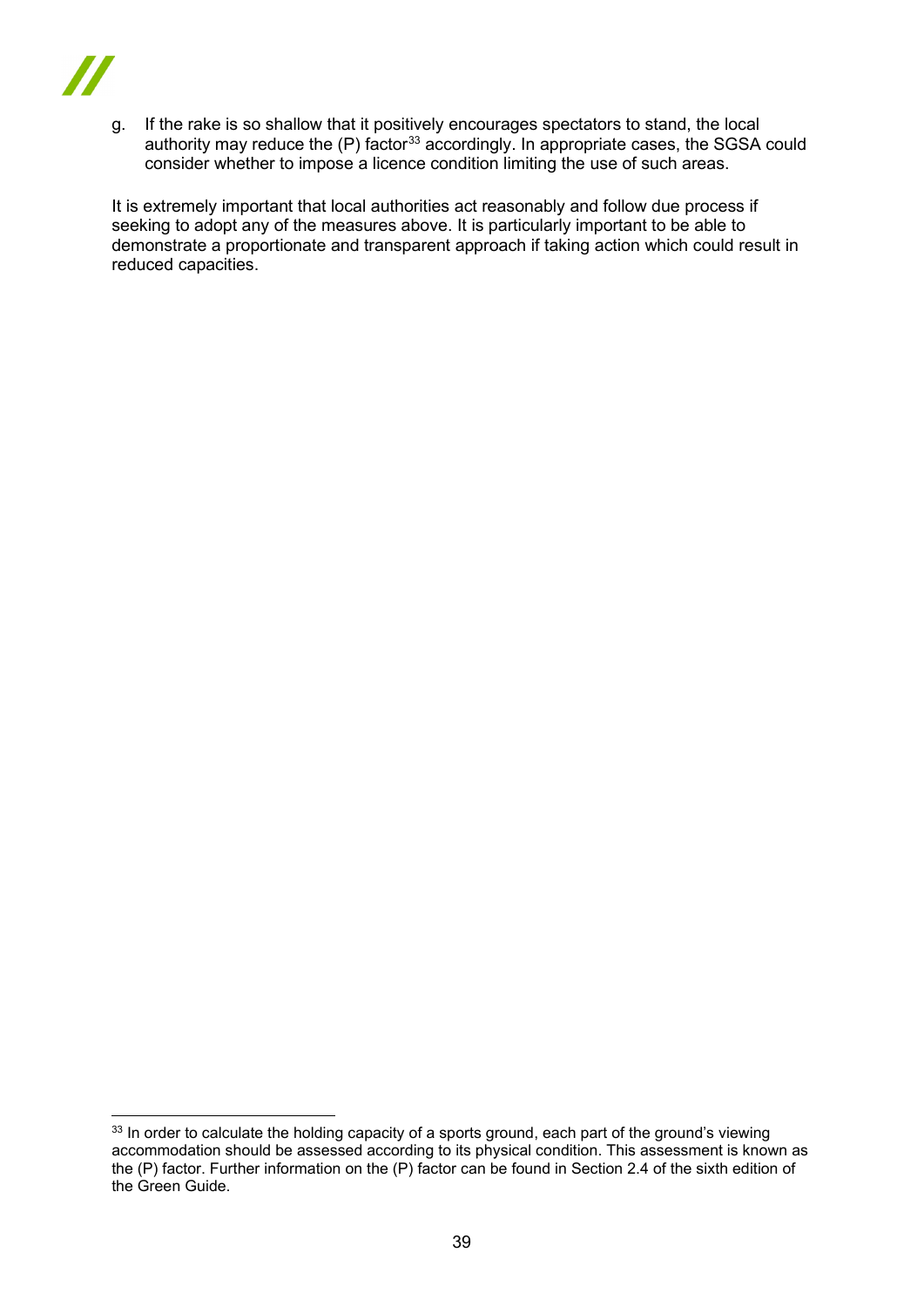g. If the rake is so shallow that it positively encourages spectators to stand, the local authority may reduce the (P) factor[33] accordingly. In appropriate cases, the SGSA could consider whether to impose a licence condition limiting the use of such areas.

It is extremely important that local authorities act reasonably and follow due process if seeking to adopt any of the measures above. It is particularly important to be able to demonstrate a proportionate and transparent approach if taking action which could result in reduced capacities.

---

[33] In order to calculate the holding capacity of a sports ground, each part of the ground's viewing accommodation should be assessed according to its physical condition. This assessment is known as the (P) factor. Further information on the (P) factor can be found in Section 2.4 of the sixth edition of the Green Guide.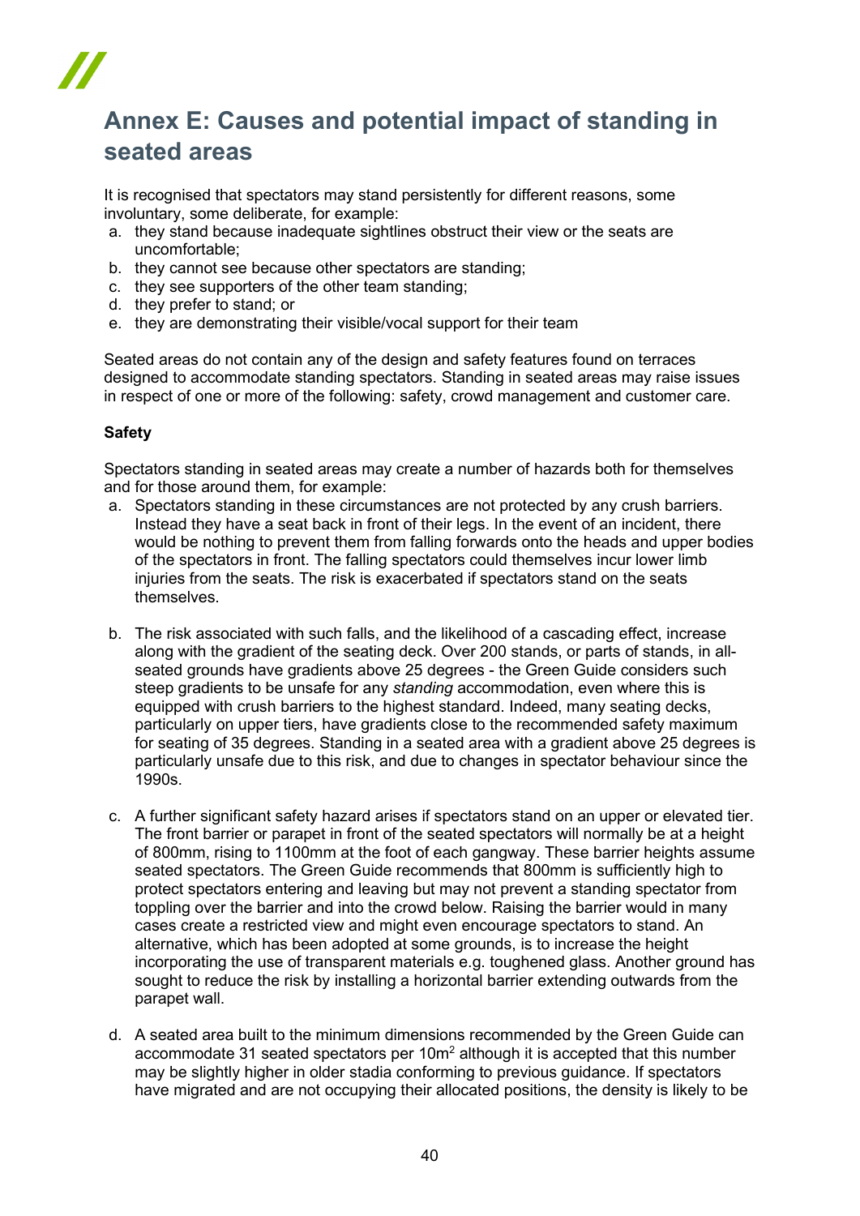# Annex E: Causes and potential impact of standing in seated areas

It is recognised that spectators may stand persistently for different reasons, some involuntary, some deliberate, for example:

a. they stand because inadequate sightlines obstruct their view or the seats are uncomfortable;
b. they cannot see because other spectators are standing;
c. they see supporters of the other team standing;
d. they prefer to stand; or
e. they are demonstrating their visible/vocal support for their team

Seated areas do not contain any of the design and safety features found on terraces designed to accommodate standing spectators. Standing in seated areas may raise issues in respect of one or more of the following: safety, crowd management and customer care.

**Safety**

Spectators standing in seated areas may create a number of hazards both for themselves and for those around them, for example:

a. Spectators standing in these circumstances are not protected by any crush barriers. Instead they have a seat back in front of their legs. In the event of an incident, there would be nothing to prevent them from falling forwards onto the heads and upper bodies of the spectators in front. The falling spectators could themselves incur lower limb injuries from the seats. The risk is exacerbated if spectators stand on the seats themselves.

b. The risk associated with such falls, and the likelihood of a cascading effect, increase along with the gradient of the seating deck. Over 200 stands, or parts of stands, in all-seated grounds have gradients above 25 degrees - the Green Guide considers such steep gradients to be unsafe for any *standing* accommodation, even where this is equipped with crush barriers to the highest standard. Indeed, many seating decks, particularly on upper tiers, have gradients close to the recommended safety maximum for seating of 35 degrees. Standing in a seated area with a gradient above 25 degrees is particularly unsafe due to this risk, and due to changes in spectator behaviour since the 1990s.

c. A further significant safety hazard arises if spectators stand on an upper or elevated tier. The front barrier or parapet in front of the seated spectators will normally be at a height of 800mm, rising to 1100mm at the foot of each gangway. These barrier heights assume seated spectators. The Green Guide recommends that 800mm is sufficiently high to protect spectators entering and leaving but may not prevent a standing spectator from toppling over the barrier and into the crowd below. Raising the barrier would in many cases create a restricted view and might even encourage spectators to stand. An alternative, which has been adopted at some grounds, is to increase the height incorporating the use of transparent materials e.g. toughened glass. Another ground has sought to reduce the risk by installing a horizontal barrier extending outwards from the parapet wall.

d. A seated area built to the minimum dimensions recommended by the Green Guide can accommodate 31 seated spectators per $10m^2$ although it is accepted that this number may be slightly higher in older stadia conforming to previous guidance. If spectators have migrated and are not occupying their allocated positions, the density is likely to be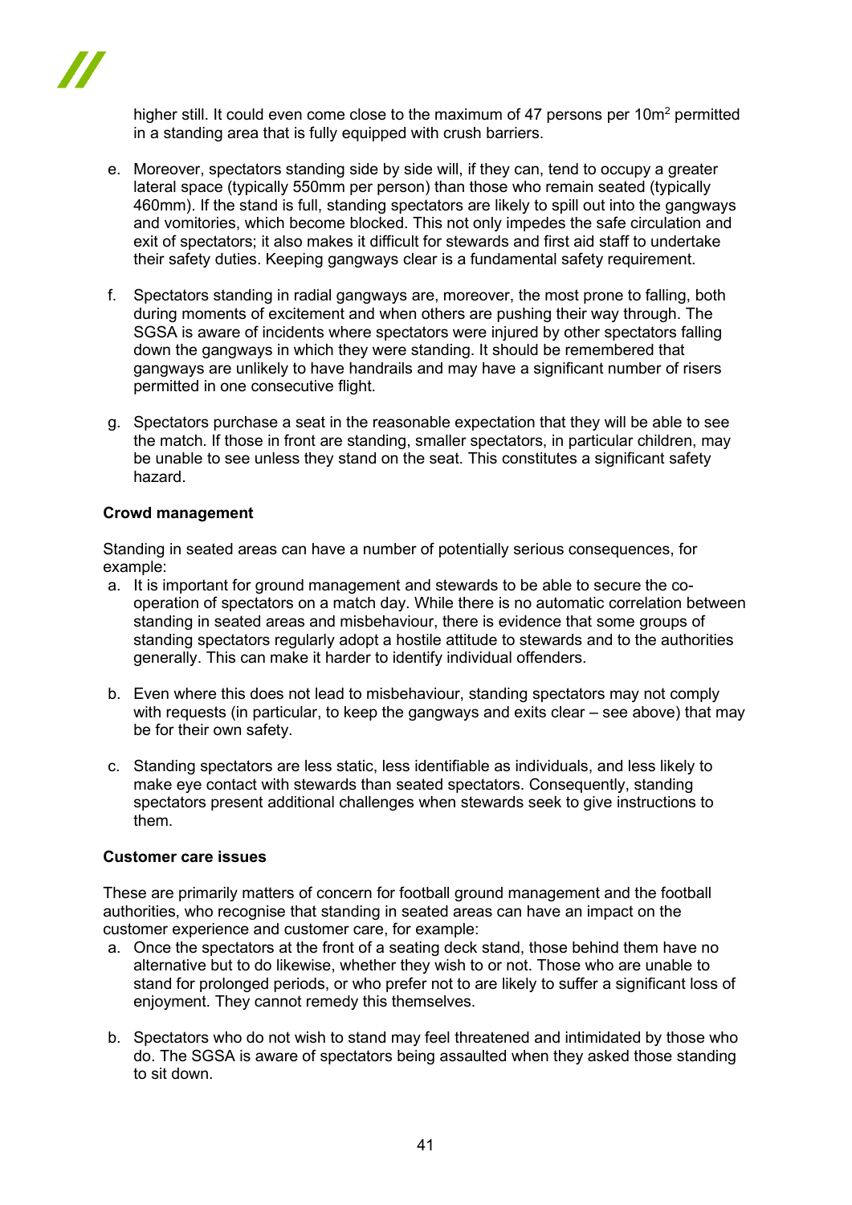higher still. It could even come close to the maximum of 47 persons per $10m^2$ permitted in a standing area that is fully equipped with crush barriers.

e. Moreover, spectators standing side by side will, if they can, tend to occupy a greater lateral space (typically 550mm per person) than those who remain seated (typically 460mm). If the stand is full, standing spectators are likely to spill out into the gangways and vomitories, which become blocked. This not only impedes the safe circulation and exit of spectators; it also makes it difficult for stewards and first aid staff to undertake their safety duties. Keeping gangways clear is a fundamental safety requirement.

f. Spectators standing in radial gangways are, moreover, the most prone to falling, both during moments of excitement and when others are pushing their way through. The SGSA is aware of incidents where spectators were injured by other spectators falling down the gangways in which they were standing. It should be remembered that gangways are unlikely to have handrails and may have a significant number of risers permitted in one consecutive flight.

g. Spectators purchase a seat in the reasonable expectation that they will be able to see the match. If those in front are standing, smaller spectators, in particular children, may be unable to see unless they stand on the seat. This constitutes a significant safety hazard.

**Crowd management**

Standing in seated areas can have a number of potentially serious consequences, for example:

a. It is important for ground management and stewards to be able to secure the co-operation of spectators on a match day. While there is no automatic correlation between standing in seated areas and misbehaviour, there is evidence that some groups of standing spectators regularly adopt a hostile attitude to stewards and to the authorities generally. This can make it harder to identify individual offenders.

b. Even where this does not lead to misbehaviour, standing spectators may not comply with requests (in particular, to keep the gangways and exits clear – see above) that may be for their own safety.

c. Standing spectators are less static, less identifiable as individuals, and less likely to make eye contact with stewards than seated spectators. Consequently, standing spectators present additional challenges when stewards seek to give instructions to them.

**Customer care issues**

These are primarily matters of concern for football ground management and the football authorities, who recognise that standing in seated areas can have an impact on the customer experience and customer care, for example:

a. Once the spectators at the front of a seating deck stand, those behind them have no alternative but to do likewise, whether they wish to or not. Those who are unable to stand for prolonged periods, or who prefer not to are likely to suffer a significant loss of enjoyment. They cannot remedy this themselves.

b. Spectators who do not wish to stand may feel threatened and intimidated by those who do. The SGSA is aware of spectators being assaulted when they asked those standing to sit down.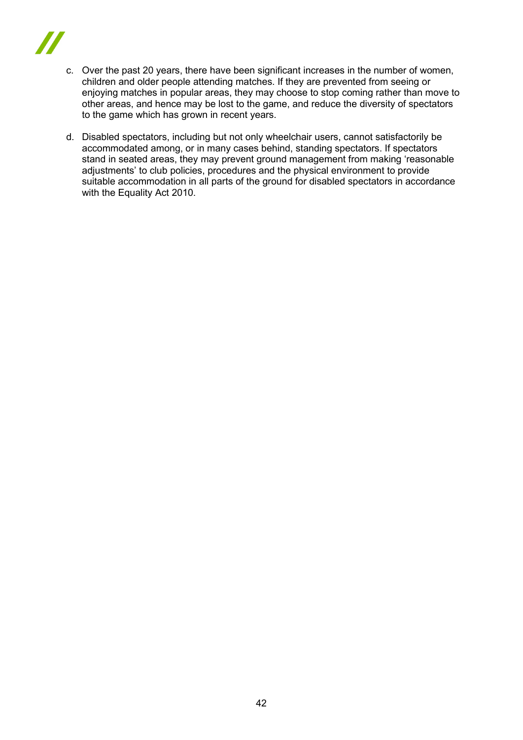c. Over the past 20 years, there have been significant increases in the number of women, children and older people attending matches. If they are prevented from seeing or enjoying matches in popular areas, they may choose to stop coming rather than move to other areas, and hence may be lost to the game, and reduce the diversity of spectators to the game which has grown in recent years.

d. Disabled spectators, including but not only wheelchair users, cannot satisfactorily be accommodated among, or in many cases behind, standing spectators. If spectators stand in seated areas, they may prevent ground management from making 'reasonable adjustments' to club policies, procedures and the physical environment to provide suitable accommodation in all parts of the ground for disabled spectators in accordance with the Equality Act 2010.